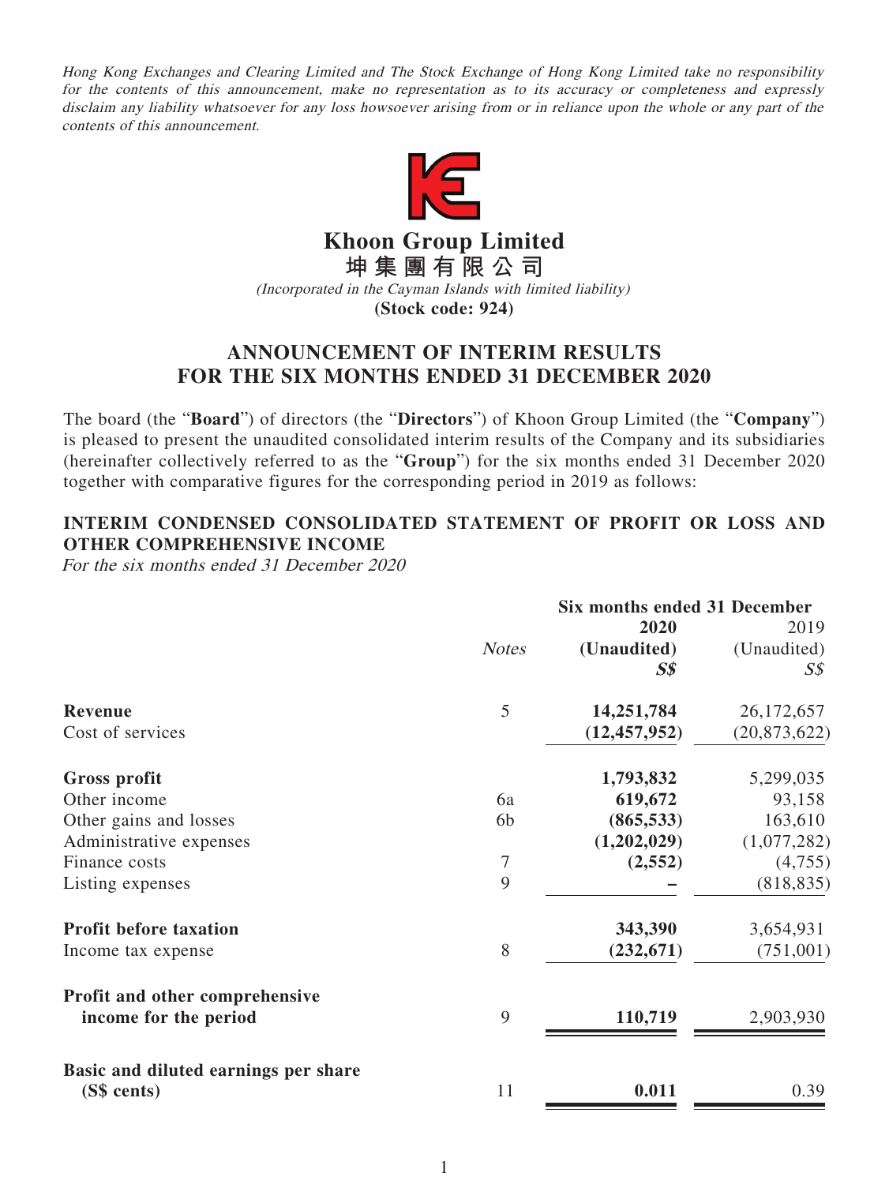*Hong Kong Exchanges and Clearing Limited and The Stock Exchange of Hong Kong Limited take no responsibility for the contents of this announcement, make no representation as to its accuracy or completeness and expressly disclaim any liability whatsoever for any loss howsoever arising from or in reliance upon the whole or any part of the contents of this announcement.*

# Khoon Group Limited
# 坤集團有限公司

*(Incorporated in the Cayman Islands with limited liability)*

**(Stock code: 924)**

## ANNOUNCEMENT OF INTERIM RESULTS FOR THE SIX MONTHS ENDED 31 DECEMBER 2020

The board (the "**Board**") of directors (the "**Directors**") of Khoon Group Limited (the "**Company**") is pleased to present the unaudited consolidated interim results of the Company and its subsidiaries (hereinafter collectively referred to as the "**Group**") for the six months ended 31 December 2020 together with comparative figures for the corresponding period in 2019 as follows:

### INTERIM CONDENSED CONSOLIDATED STATEMENT OF PROFIT OR LOSS AND OTHER COMPREHENSIVE INCOME

*For the six months ended 31 December 2020*

| | | Six months ended 31 December | |
|---|---|---|---|
| | | **2020** | 2019 |
| | *Notes* | **(Unaudited)** | (Unaudited) |
| | | ***S$*** | *S$* |
| **Revenue** | 5 | **14,251,784** | 26,172,657 |
| Cost of services | | **(12,457,952)** | (20,873,622) |
| **Gross profit** | | **1,793,832** | 5,299,035 |
| Other income | 6a | **619,672** | 93,158 |
| Other gains and losses | 6b | **(865,533)** | 163,610 |
| Administrative expenses | | **(1,202,029)** | (1,077,282) |
| Finance costs | 7 | **(2,552)** | (4,755) |
| Listing expenses | 9 | **–** | (818,835) |
| **Profit before taxation** | | **343,390** | 3,654,931 |
| Income tax expense | 8 | **(232,671)** | (751,001) |
| **Profit and other comprehensive income for the period** | 9 | **110,719** | 2,903,930 |
| **Basic and diluted earnings per share (S$ cents)** | 11 | **0.011** | 0.39 |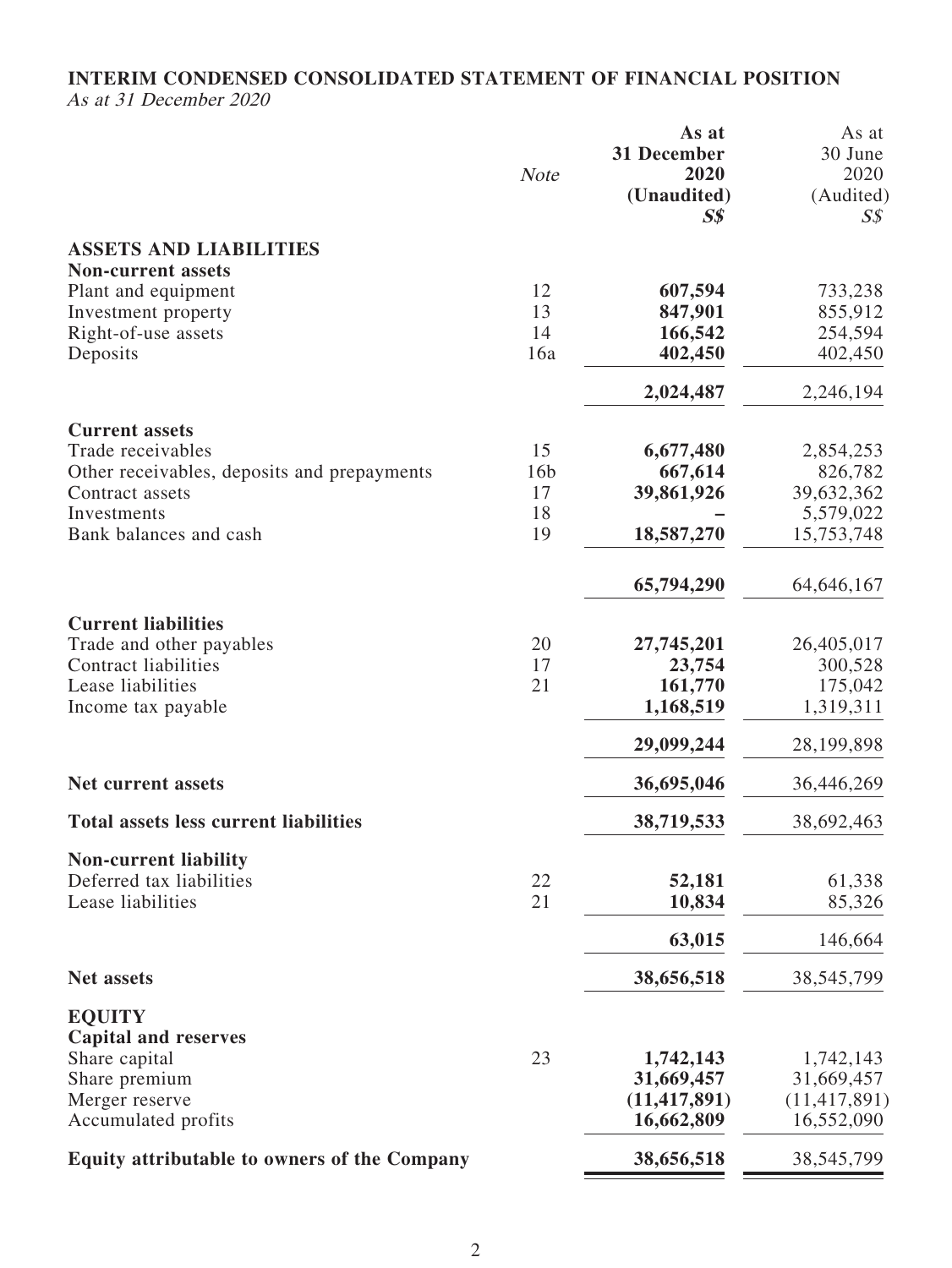## INTERIM CONDENSED CONSOLIDATED STATEMENT OF FINANCIAL POSITION

*As at 31 December 2020*

| | *Note* | **As at 31 December 2020 (Unaudited) *S$*** | As at 30 June 2020 (Audited) *S$* |
|---|---|---|---|
| **ASSETS AND LIABILITIES** | | | |
| **Non-current assets** | | | |
| Plant and equipment | 12 | **607,594** | 733,238 |
| Investment property | 13 | **847,901** | 855,912 |
| Right-of-use assets | 14 | **166,542** | 254,594 |
| Deposits | 16a | **402,450** | 402,450 |
| | | **2,024,487** | 2,246,194 |
| **Current assets** | | | |
| Trade receivables | 15 | **6,677,480** | 2,854,253 |
| Other receivables, deposits and prepayments | 16b | **667,614** | 826,782 |
| Contract assets | 17 | **39,861,926** | 39,632,362 |
| Investments | 18 | **–** | 5,579,022 |
| Bank balances and cash | 19 | **18,587,270** | 15,753,748 |
| | | **65,794,290** | 64,646,167 |
| **Current liabilities** | | | |
| Trade and other payables | 20 | **27,745,201** | 26,405,017 |
| Contract liabilities | 17 | **23,754** | 300,528 |
| Lease liabilities | 21 | **161,770** | 175,042 |
| Income tax payable | | **1,168,519** | 1,319,311 |
| | | **29,099,244** | 28,199,898 |
| **Net current assets** | | **36,695,046** | 36,446,269 |
| **Total assets less current liabilities** | | **38,719,533** | 38,692,463 |
| **Non-current liability** | | | |
| Deferred tax liabilities | 22 | **52,181** | 61,338 |
| Lease liabilities | 21 | **10,834** | 85,326 |
| | | **63,015** | 146,664 |
| **Net assets** | | **38,656,518** | 38,545,799 |
| **EQUITY** | | | |
| **Capital and reserves** | | | |
| Share capital | 23 | **1,742,143** | 1,742,143 |
| Share premium | | **31,669,457** | 31,669,457 |
| Merger reserve | | **(11,417,891)** | (11,417,891) |
| Accumulated profits | | **16,662,809** | 16,552,090 |
| **Equity attributable to owners of the Company** | | **38,656,518** | 38,545,799 |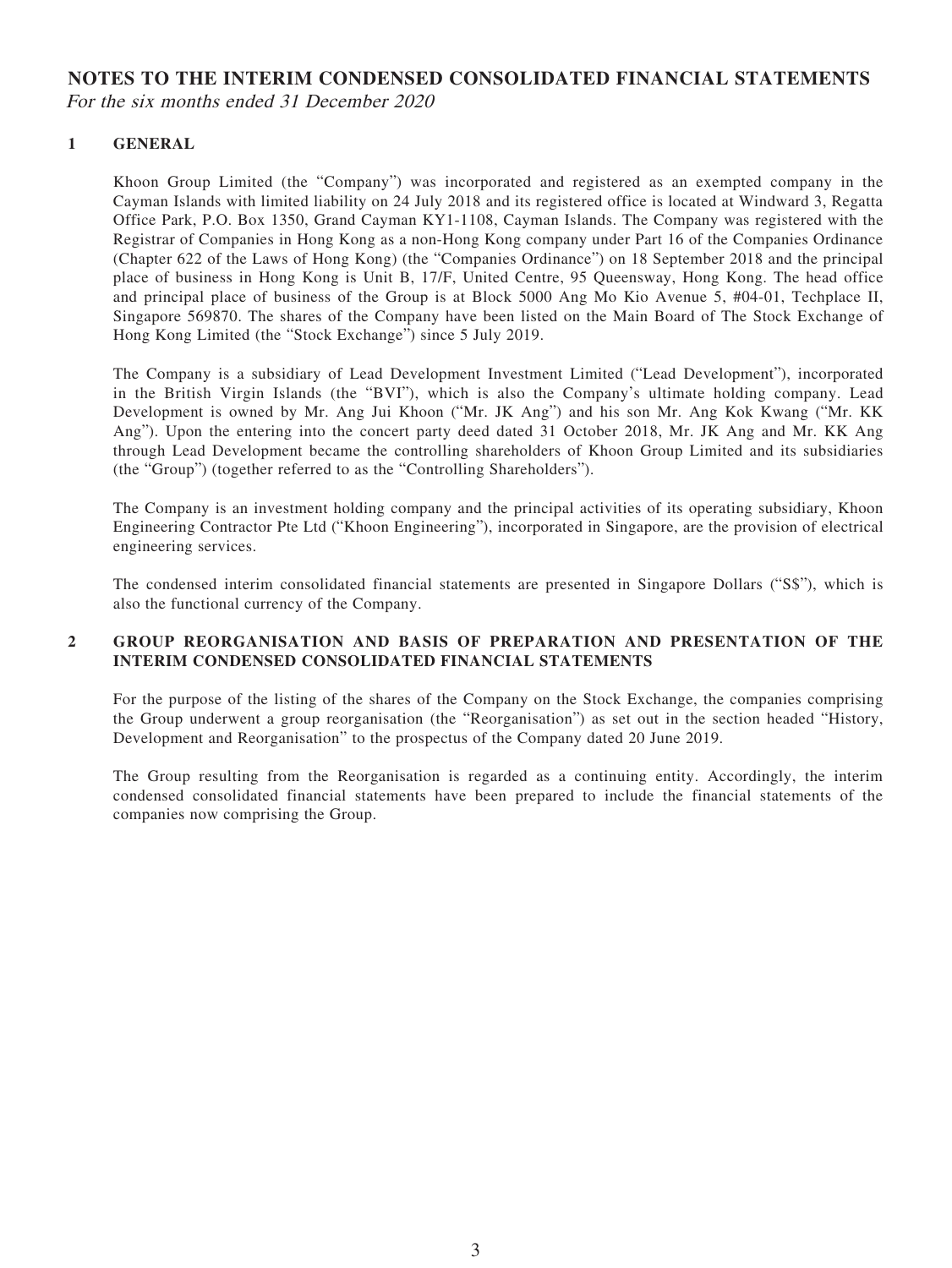# NOTES TO THE INTERIM CONDENSED CONSOLIDATED FINANCIAL STATEMENTS

*For the six months ended 31 December 2020*

## 1 GENERAL

Khoon Group Limited (the "Company") was incorporated and registered as an exempted company in the Cayman Islands with limited liability on 24 July 2018 and its registered office is located at Windward 3, Regatta Office Park, P.O. Box 1350, Grand Cayman KY1-1108, Cayman Islands. The Company was registered with the Registrar of Companies in Hong Kong as a non-Hong Kong company under Part 16 of the Companies Ordinance (Chapter 622 of the Laws of Hong Kong) (the "Companies Ordinance") on 18 September 2018 and the principal place of business in Hong Kong is Unit B, 17/F, United Centre, 95 Queensway, Hong Kong. The head office and principal place of business of the Group is at Block 5000 Ang Mo Kio Avenue 5, #04-01, Techplace II, Singapore 569870. The shares of the Company have been listed on the Main Board of The Stock Exchange of Hong Kong Limited (the "Stock Exchange") since 5 July 2019.

The Company is a subsidiary of Lead Development Investment Limited ("Lead Development"), incorporated in the British Virgin Islands (the "BVI"), which is also the Company's ultimate holding company. Lead Development is owned by Mr. Ang Jui Khoon ("Mr. JK Ang") and his son Mr. Ang Kok Kwang ("Mr. KK Ang"). Upon the entering into the concert party deed dated 31 October 2018, Mr. JK Ang and Mr. KK Ang through Lead Development became the controlling shareholders of Khoon Group Limited and its subsidiaries (the "Group") (together referred to as the "Controlling Shareholders").

The Company is an investment holding company and the principal activities of its operating subsidiary, Khoon Engineering Contractor Pte Ltd ("Khoon Engineering"), incorporated in Singapore, are the provision of electrical engineering services.

The condensed interim consolidated financial statements are presented in Singapore Dollars ("S$"), which is also the functional currency of the Company.

## 2 GROUP REORGANISATION AND BASIS OF PREPARATION AND PRESENTATION OF THE INTERIM CONDENSED CONSOLIDATED FINANCIAL STATEMENTS

For the purpose of the listing of the shares of the Company on the Stock Exchange, the companies comprising the Group underwent a group reorganisation (the "Reorganisation") as set out in the section headed "History, Development and Reorganisation" to the prospectus of the Company dated 20 June 2019.

The Group resulting from the Reorganisation is regarded as a continuing entity. Accordingly, the interim condensed consolidated financial statements have been prepared to include the financial statements of the companies now comprising the Group.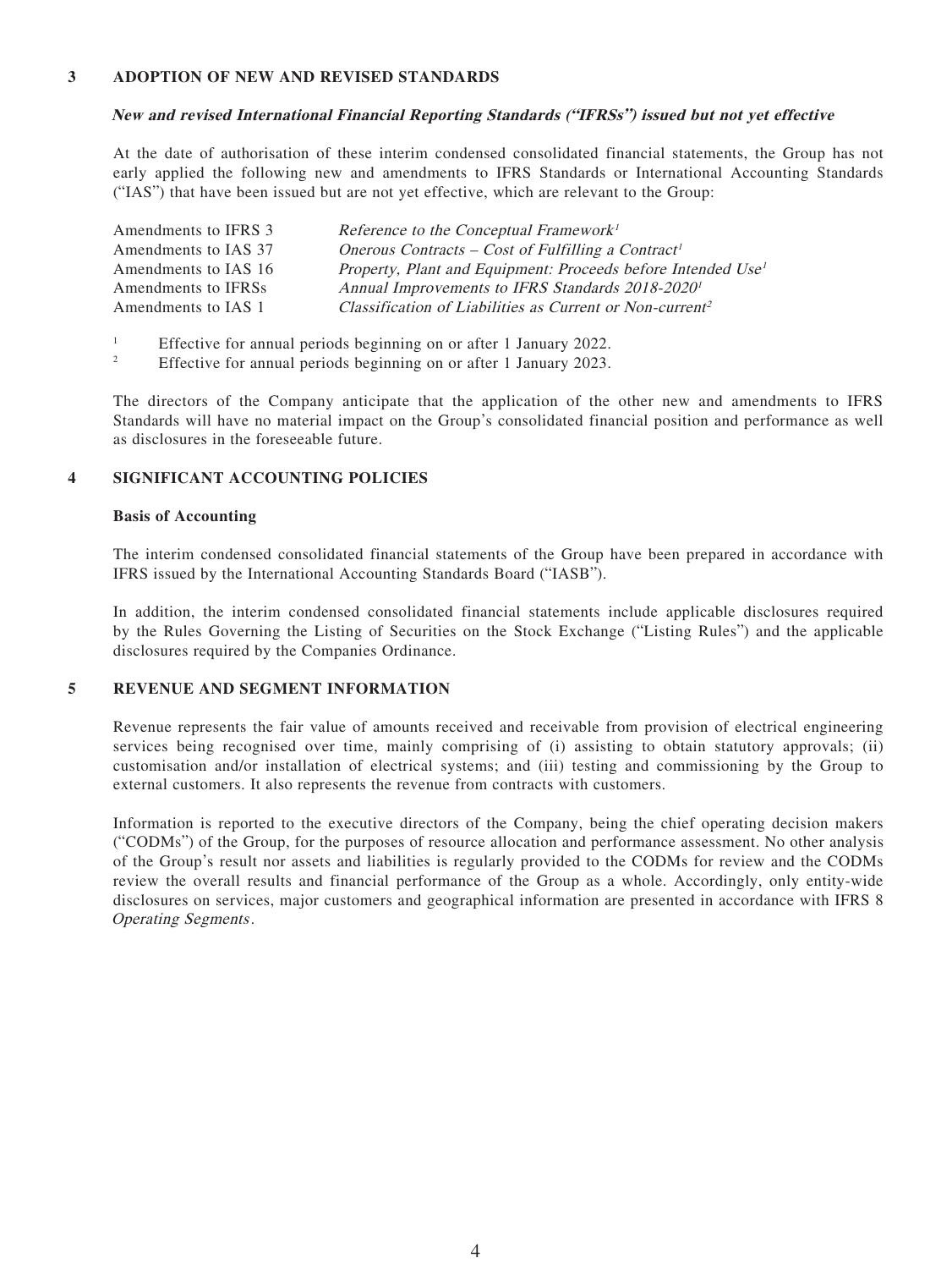## 3 ADOPTION OF NEW AND REVISED STANDARDS

***New and revised International Financial Reporting Standards ("IFRSs") issued but not yet effective***

At the date of authorisation of these interim condensed consolidated financial statements, the Group has not early applied the following new and amendments to IFRS Standards or International Accounting Standards ("IAS") that have been issued but are not yet effective, which are relevant to the Group:

| | |
|---|---|
| Amendments to IFRS 3 | *Reference to the Conceptual Framework*[1] |
| Amendments to IAS 37 | *Onerous Contracts – Cost of Fulfilling a Contract*[1] |
| Amendments to IAS 16 | *Property, Plant and Equipment: Proceeds before Intended Use*[1] |
| Amendments to IFRSs | *Annual Improvements to IFRS Standards 2018-2020*[1] |
| Amendments to IAS 1 | *Classification of Liabilities as Current or Non-current*[2] |

[1] Effective for annual periods beginning on or after 1 January 2022.

[2] Effective for annual periods beginning on or after 1 January 2023.

The directors of the Company anticipate that the application of the other new and amendments to IFRS Standards will have no material impact on the Group's consolidated financial position and performance as well as disclosures in the foreseeable future.

## 4 SIGNIFICANT ACCOUNTING POLICIES

**Basis of Accounting**

The interim condensed consolidated financial statements of the Group have been prepared in accordance with IFRS issued by the International Accounting Standards Board ("IASB").

In addition, the interim condensed consolidated financial statements include applicable disclosures required by the Rules Governing the Listing of Securities on the Stock Exchange ("Listing Rules") and the applicable disclosures required by the Companies Ordinance.

## 5 REVENUE AND SEGMENT INFORMATION

Revenue represents the fair value of amounts received and receivable from provision of electrical engineering services being recognised over time, mainly comprising of (i) assisting to obtain statutory approvals; (ii) customisation and/or installation of electrical systems; and (iii) testing and commissioning by the Group to external customers. It also represents the revenue from contracts with customers.

Information is reported to the executive directors of the Company, being the chief operating decision makers ("CODMs") of the Group, for the purposes of resource allocation and performance assessment. No other analysis of the Group's result nor assets and liabilities is regularly provided to the CODMs for review and the CODMs review the overall results and financial performance of the Group as a whole. Accordingly, only entity-wide disclosures on services, major customers and geographical information are presented in accordance with IFRS 8 *Operating Segments*.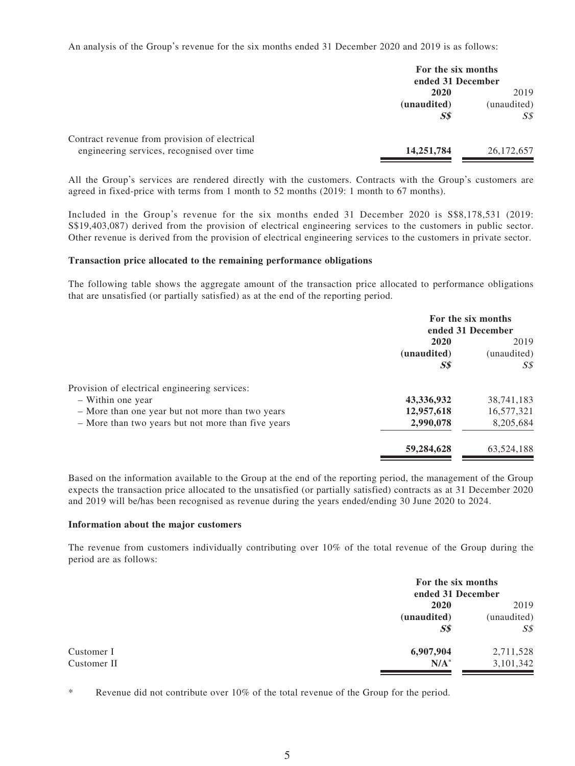An analysis of the Group's revenue for the six months ended 31 December 2020 and 2019 is as follows:

| | For the six months ended 31 December | |
|---|---|---|
| | **2020** | 2019 |
| | **(unaudited)** | (unaudited) |
| | ***S$*** | *S$* |
| Contract revenue from provision of electrical engineering services, recognised over time | **14,251,784** | 26,172,657 |

All the Group's services are rendered directly with the customers. Contracts with the Group's customers are agreed in fixed-price with terms from 1 month to 52 months (2019: 1 month to 67 months).

Included in the Group's revenue for the six months ended 31 December 2020 is S$8,178,531 (2019: S$19,403,087) derived from the provision of electrical engineering services to the customers in public sector. Other revenue is derived from the provision of electrical engineering services to the customers in private sector.

**Transaction price allocated to the remaining performance obligations**

The following table shows the aggregate amount of the transaction price allocated to performance obligations that are unsatisfied (or partially satisfied) as at the end of the reporting period.

| | For the six months ended 31 December | |
|---|---|---|
| | **2020** | 2019 |
| | **(unaudited)** | (unaudited) |
| | ***S$*** | *S$* |
| Provision of electrical engineering services: | | |
| – Within one year | **43,336,932** | 38,741,183 |
| – More than one year but not more than two years | **12,957,618** | 16,577,321 |
| – More than two years but not more than five years | **2,990,078** | 8,205,684 |
| | **59,284,628** | 63,524,188 |

Based on the information available to the Group at the end of the reporting period, the management of the Group expects the transaction price allocated to the unsatisfied (or partially satisfied) contracts as at 31 December 2020 and 2019 will be/has been recognised as revenue during the years ended/ending 30 June 2020 to 2024.

**Information about the major customers**

The revenue from customers individually contributing over 10% of the total revenue of the Group during the period are as follows:

| | For the six months ended 31 December | |
|---|---|---|
| | **2020** | 2019 |
| | **(unaudited)** | (unaudited) |
| | ***S$*** | *S$* |
| Customer I | **6,907,904** | 2,711,528 |
| Customer II | **N/A*** | 3,101,342 |

\* Revenue did not contribute over 10% of the total revenue of the Group for the period.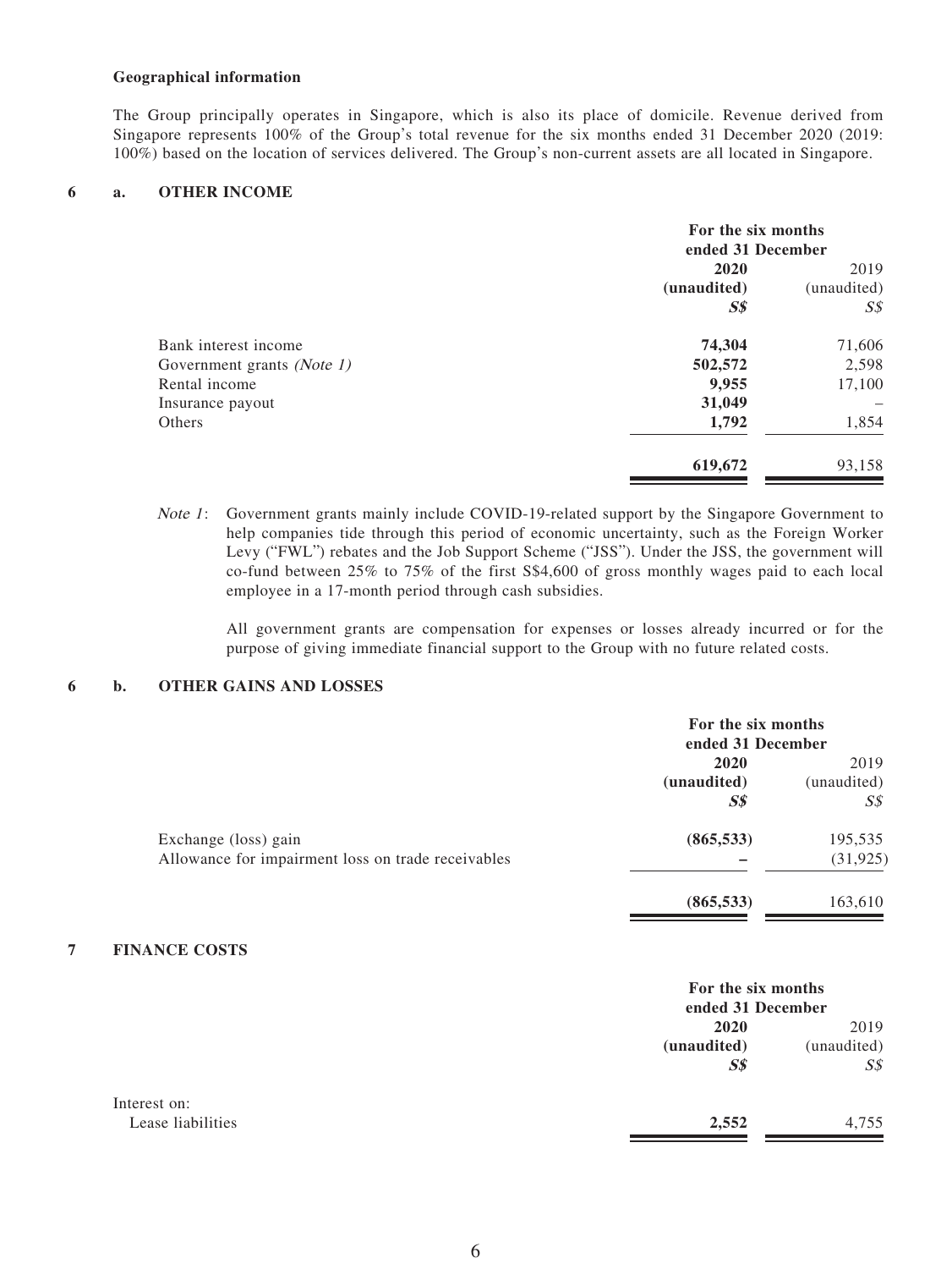**Geographical information**

The Group principally operates in Singapore, which is also its place of domicile. Revenue derived from Singapore represents 100% of the Group's total revenue for the six months ended 31 December 2020 (2019: 100%) based on the location of services delivered. The Group's non-current assets are all located in Singapore.

## 6 a. OTHER INCOME

| | For the six months ended 31 December | |
|---|---|---|
| | **2020** | 2019 |
| | **(unaudited)** | (unaudited) |
| | ***S$*** | *S$* |
| Bank interest income | **74,304** | 71,606 |
| Government grants *(Note 1)* | **502,572** | 2,598 |
| Rental income | **9,955** | 17,100 |
| Insurance payout | **31,049** | – |
| Others | **1,792** | 1,854 |
| | **619,672** | 93,158 |

*Note 1*: Government grants mainly include COVID-19-related support by the Singapore Government to help companies tide through this period of economic uncertainty, such as the Foreign Worker Levy ("FWL") rebates and the Job Support Scheme ("JSS"). Under the JSS, the government will co-fund between 25% to 75% of the first S$4,600 of gross monthly wages paid to each local employee in a 17-month period through cash subsidies.

All government grants are compensation for expenses or losses already incurred or for the purpose of giving immediate financial support to the Group with no future related costs.

## 6 b. OTHER GAINS AND LOSSES

| | For the six months ended 31 December | |
|---|---|---|
| | **2020** | 2019 |
| | **(unaudited)** | (unaudited) |
| | ***S$*** | *S$* |
| Exchange (loss) gain | **(865,533)** | 195,535 |
| Allowance for impairment loss on trade receivables | **–** | (31,925) |
| | **(865,533)** | 163,610 |

## 7 FINANCE COSTS

| | For the six months ended 31 December | |
|---|---|---|
| | **2020** | 2019 |
| | **(unaudited)** | (unaudited) |
| | ***S$*** | *S$* |
| Interest on: | | |
| Lease liabilities | **2,552** | 4,755 |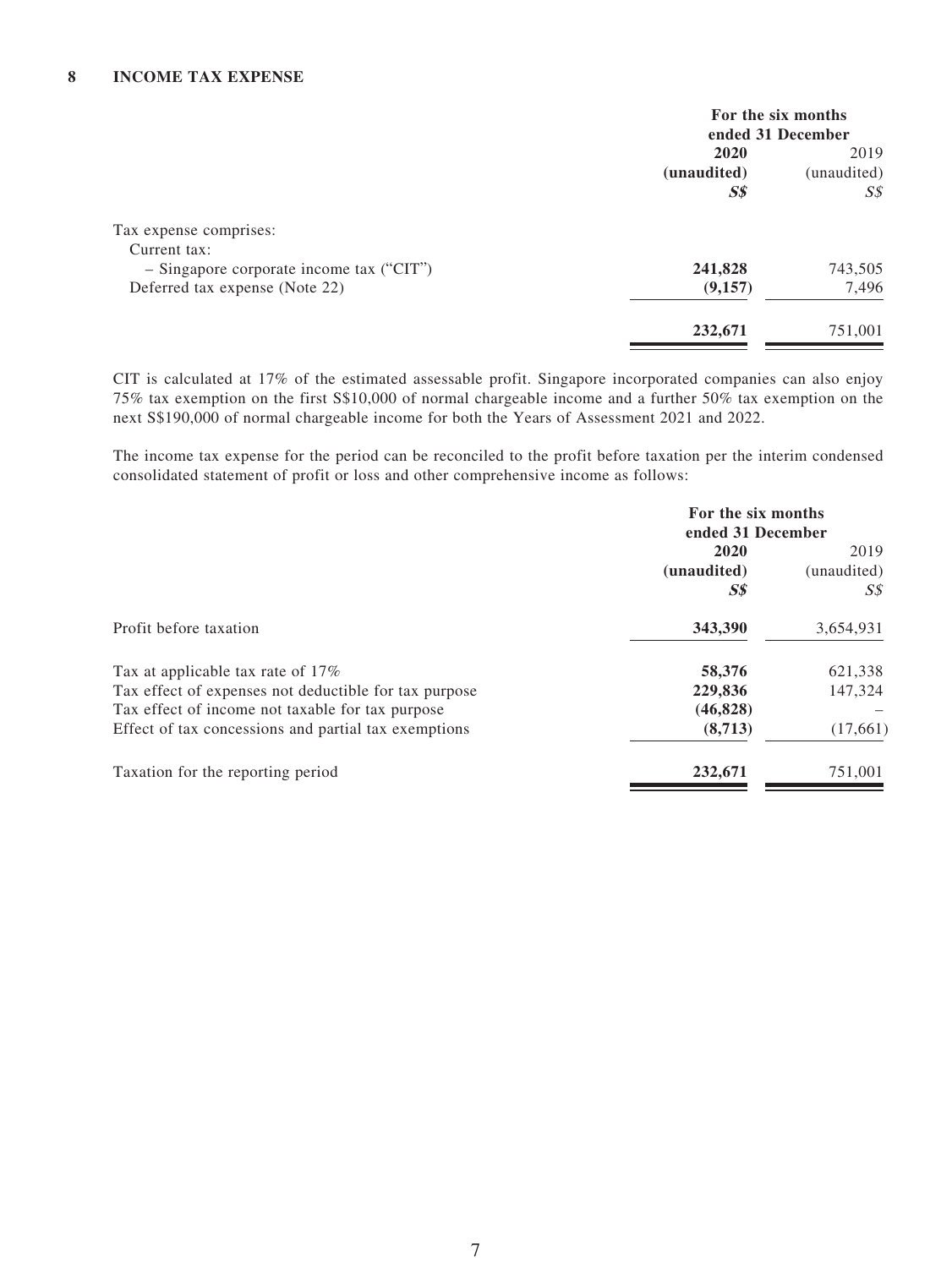## 8 INCOME TAX EXPENSE

| | For the six months ended 31 December | |
|---|---|---|
| | **2020** | 2019 |
| | **(unaudited)** | (unaudited) |
| | ***S$*** | *S$* |
| Tax expense comprises: | | |
| Current tax: | | |
| – Singapore corporate income tax ("CIT") | **241,828** | 743,505 |
| Deferred tax expense (Note 22) | **(9,157)** | 7,496 |
| | **232,671** | 751,001 |

CIT is calculated at 17% of the estimated assessable profit. Singapore incorporated companies can also enjoy 75% tax exemption on the first S$10,000 of normal chargeable income and a further 50% tax exemption on the next S$190,000 of normal chargeable income for both the Years of Assessment 2021 and 2022.

The income tax expense for the period can be reconciled to the profit before taxation per the interim condensed consolidated statement of profit or loss and other comprehensive income as follows:

| | For the six months ended 31 December | |
|---|---|---|
| | **2020** | 2019 |
| | **(unaudited)** | (unaudited) |
| | ***S$*** | *S$* |
| Profit before taxation | **343,390** | 3,654,931 |
| Tax at applicable tax rate of 17% | **58,376** | 621,338 |
| Tax effect of expenses not deductible for tax purpose | **229,836** | 147,324 |
| Tax effect of income not taxable for tax purpose | **(46,828)** | – |
| Effect of tax concessions and partial tax exemptions | **(8,713)** | (17,661) |
| Taxation for the reporting period | **232,671** | 751,001 |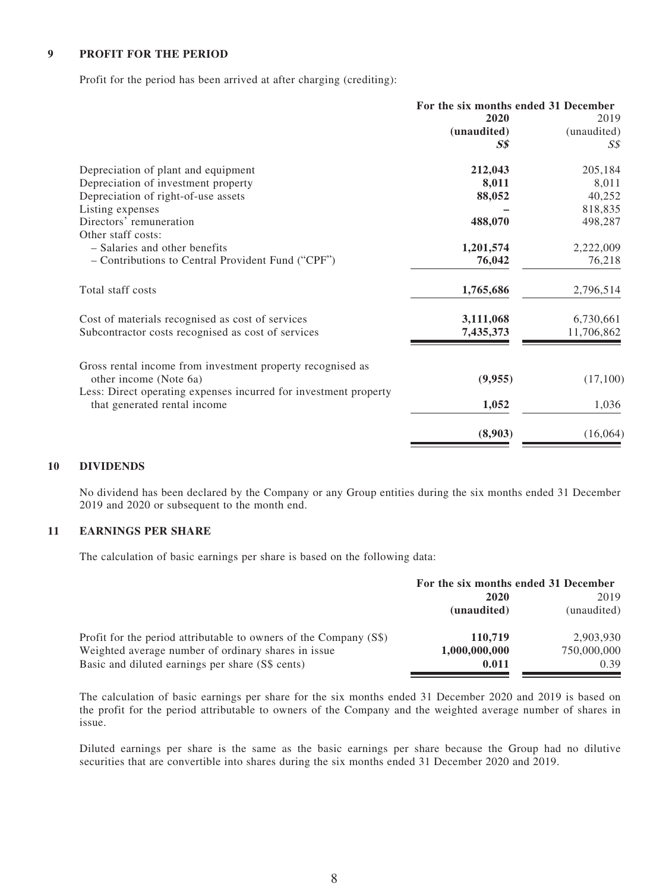## 9 PROFIT FOR THE PERIOD

Profit for the period has been arrived at after charging (crediting):

| | For the six months ended 31 December | |
|---|---|---|
| | **2020** | 2019 |
| | **(unaudited)** | (unaudited) |
| | ***S$*** | *S$* |
| Depreciation of plant and equipment | **212,043** | 205,184 |
| Depreciation of investment property | **8,011** | 8,011 |
| Depreciation of right-of-use assets | **88,052** | 40,252 |
| Listing expenses | **–** | 818,835 |
| Directors' remuneration | **488,070** | 498,287 |
| Other staff costs: | | |
| – Salaries and other benefits | **1,201,574** | 2,222,009 |
| – Contributions to Central Provident Fund ("CPF") | **76,042** | 76,218 |
| Total staff costs | **1,765,686** | 2,796,514 |
| Cost of materials recognised as cost of services | **3,111,068** | 6,730,661 |
| Subcontractor costs recognised as cost of services | **7,435,373** | 11,706,862 |
| Gross rental income from investment property recognised as other income (Note 6a) | **(9,955)** | (17,100) |
| Less: Direct operating expenses incurred for investment property that generated rental income | **1,052** | 1,036 |
| | **(8,903)** | (16,064) |

## 10 DIVIDENDS

No dividend has been declared by the Company or any Group entities during the six months ended 31 December 2019 and 2020 or subsequent to the month end.

## 11 EARNINGS PER SHARE

The calculation of basic earnings per share is based on the following data:

| | For the six months ended 31 December | |
|---|---|---|
| | **2020** | 2019 |
| | **(unaudited)** | (unaudited) |
| Profit for the period attributable to owners of the Company (S$) | **110,719** | 2,903,930 |
| Weighted average number of ordinary shares in issue | **1,000,000,000** | 750,000,000 |
| Basic and diluted earnings per share (S$ cents) | **0.011** | 0.39 |

The calculation of basic earnings per share for the six months ended 31 December 2020 and 2019 is based on the profit for the period attributable to owners of the Company and the weighted average number of shares in issue.

Diluted earnings per share is the same as the basic earnings per share because the Group had no dilutive securities that are convertible into shares during the six months ended 31 December 2020 and 2019.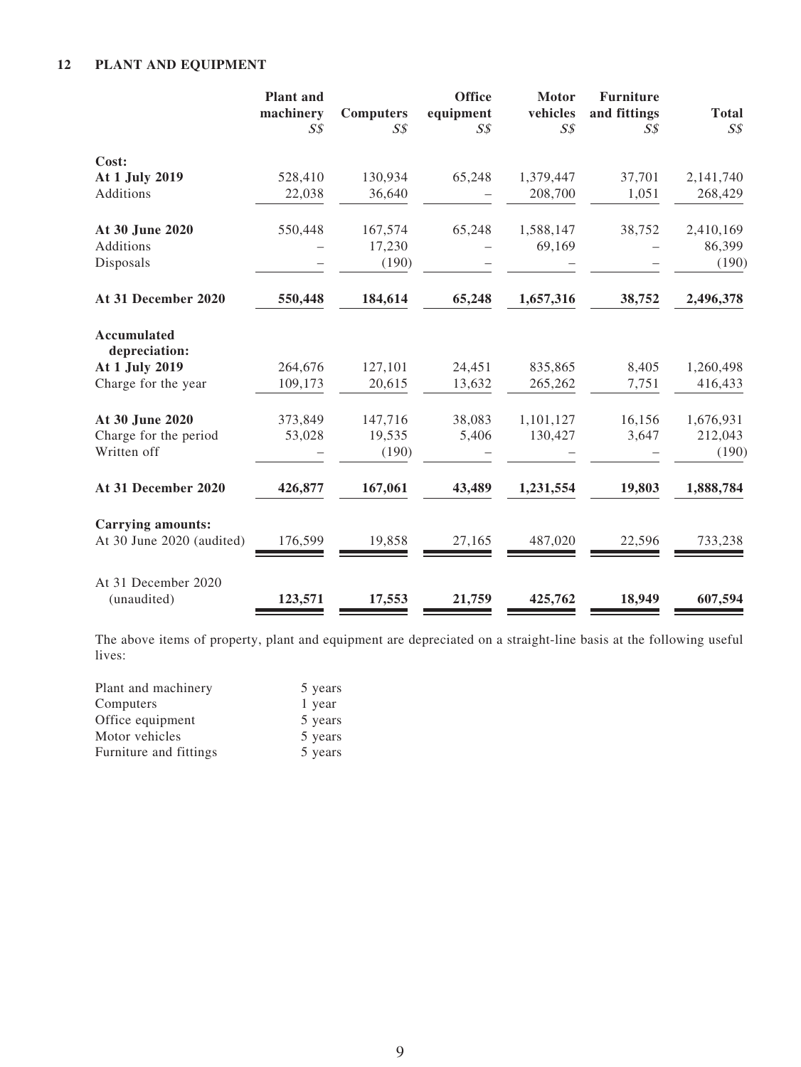## 12 PLANT AND EQUIPMENT

| | Plant and machinery | Computers | Office equipment | Motor vehicles | Furniture and fittings | Total |
|---|---|---|---|---|---|---|
| | *S$* | *S$* | *S$* | *S$* | *S$* | *S$* |
| **Cost:** | | | | | | |
| **At 1 July 2019** | 528,410 | 130,934 | 65,248 | 1,379,447 | 37,701 | 2,141,740 |
| Additions | 22,038 | 36,640 | – | 208,700 | 1,051 | 268,429 |
| **At 30 June 2020** | 550,448 | 167,574 | 65,248 | 1,588,147 | 38,752 | 2,410,169 |
| Additions | – | 17,230 | – | 69,169 | – | 86,399 |
| Disposals | – | (190) | – | – | – | (190) |
| **At 31 December 2020** | **550,448** | **184,614** | **65,248** | **1,657,316** | **38,752** | **2,496,378** |
| **Accumulated depreciation:** | | | | | | |
| **At 1 July 2019** | 264,676 | 127,101 | 24,451 | 835,865 | 8,405 | 1,260,498 |
| Charge for the year | 109,173 | 20,615 | 13,632 | 265,262 | 7,751 | 416,433 |
| **At 30 June 2020** | 373,849 | 147,716 | 38,083 | 1,101,127 | 16,156 | 1,676,931 |
| Charge for the period | 53,028 | 19,535 | 5,406 | 130,427 | 3,647 | 212,043 |
| Written off | – | (190) | – | – | – | (190) |
| **At 31 December 2020** | **426,877** | **167,061** | **43,489** | **1,231,554** | **19,803** | **1,888,784** |
| **Carrying amounts:** | | | | | | |
| At 30 June 2020 (audited) | 176,599 | 19,858 | 27,165 | 487,020 | 22,596 | 733,238 |
| At 31 December 2020 (unaudited) | **123,571** | **17,553** | **21,759** | **425,762** | **18,949** | **607,594** |

The above items of property, plant and equipment are depreciated on a straight-line basis at the following useful lives:

| | |
|---|---|
| Plant and machinery | 5 years |
| Computers | 1 year |
| Office equipment | 5 years |
| Motor vehicles | 5 years |
| Furniture and fittings | 5 years |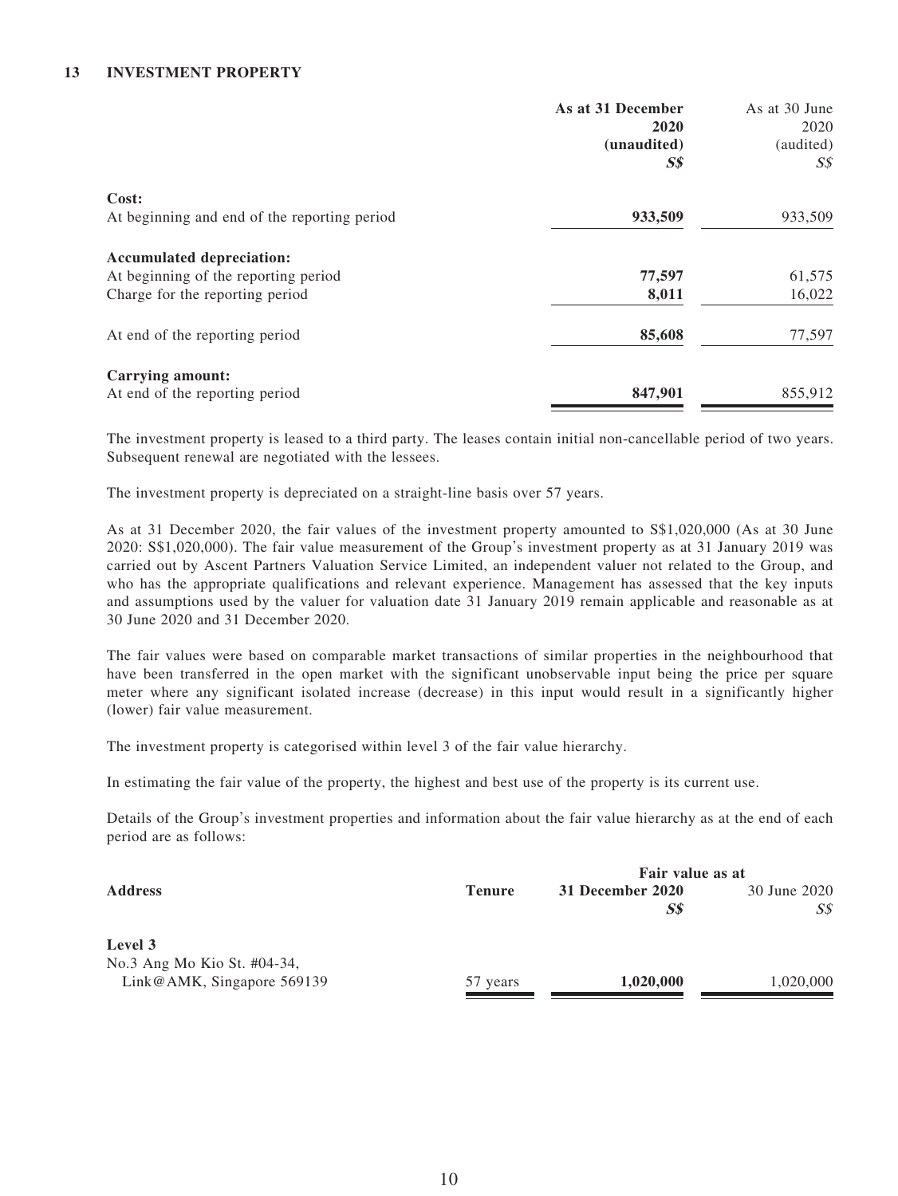## 13 INVESTMENT PROPERTY

| | **As at 31 December 2020 (unaudited) S$** | As at 30 June 2020 (audited) S$ |
|---|---|---|
| **Cost:** | | |
| At beginning and end of the reporting period | **933,509** | 933,509 |
| **Accumulated depreciation:** | | |
| At beginning of the reporting period | **77,597** | 61,575 |
| Charge for the reporting period | **8,011** | 16,022 |
| At end of the reporting period | **85,608** | 77,597 |
| **Carrying amount:** | | |
| At end of the reporting period | **847,901** | 855,912 |

The investment property is leased to a third party. The leases contain initial non-cancellable period of two years. Subsequent renewal are negotiated with the lessees.

The investment property is depreciated on a straight-line basis over 57 years.

As at 31 December 2020, the fair values of the investment property amounted to S$1,020,000 (As at 30 June 2020: S$1,020,000). The fair value measurement of the Group's investment property as at 31 January 2019 was carried out by Ascent Partners Valuation Service Limited, an independent valuer not related to the Group, and who has the appropriate qualifications and relevant experience. Management has assessed that the key inputs and assumptions used by the valuer for valuation date 31 January 2019 remain applicable and reasonable as at 30 June 2020 and 31 December 2020.

The fair values were based on comparable market transactions of similar properties in the neighbourhood that have been transferred in the open market with the significant unobservable input being the price per square meter where any significant isolated increase (decrease) in this input would result in a significantly higher (lower) fair value measurement.

The investment property is categorised within level 3 of the fair value hierarchy.

In estimating the fair value of the property, the highest and best use of the property is its current use.

Details of the Group's investment properties and information about the fair value hierarchy as at the end of each period are as follows:

| **Address** | **Tenure** | **Fair value as at 31 December 2020 S$** | Fair value as at 30 June 2020 S$ |
|---|---|---|---|
| **Level 3** | | | |
| No.3 Ang Mo Kio St. #04-34, Link@AMK, Singapore 569139 | 57 years | **1,020,000** | 1,020,000 |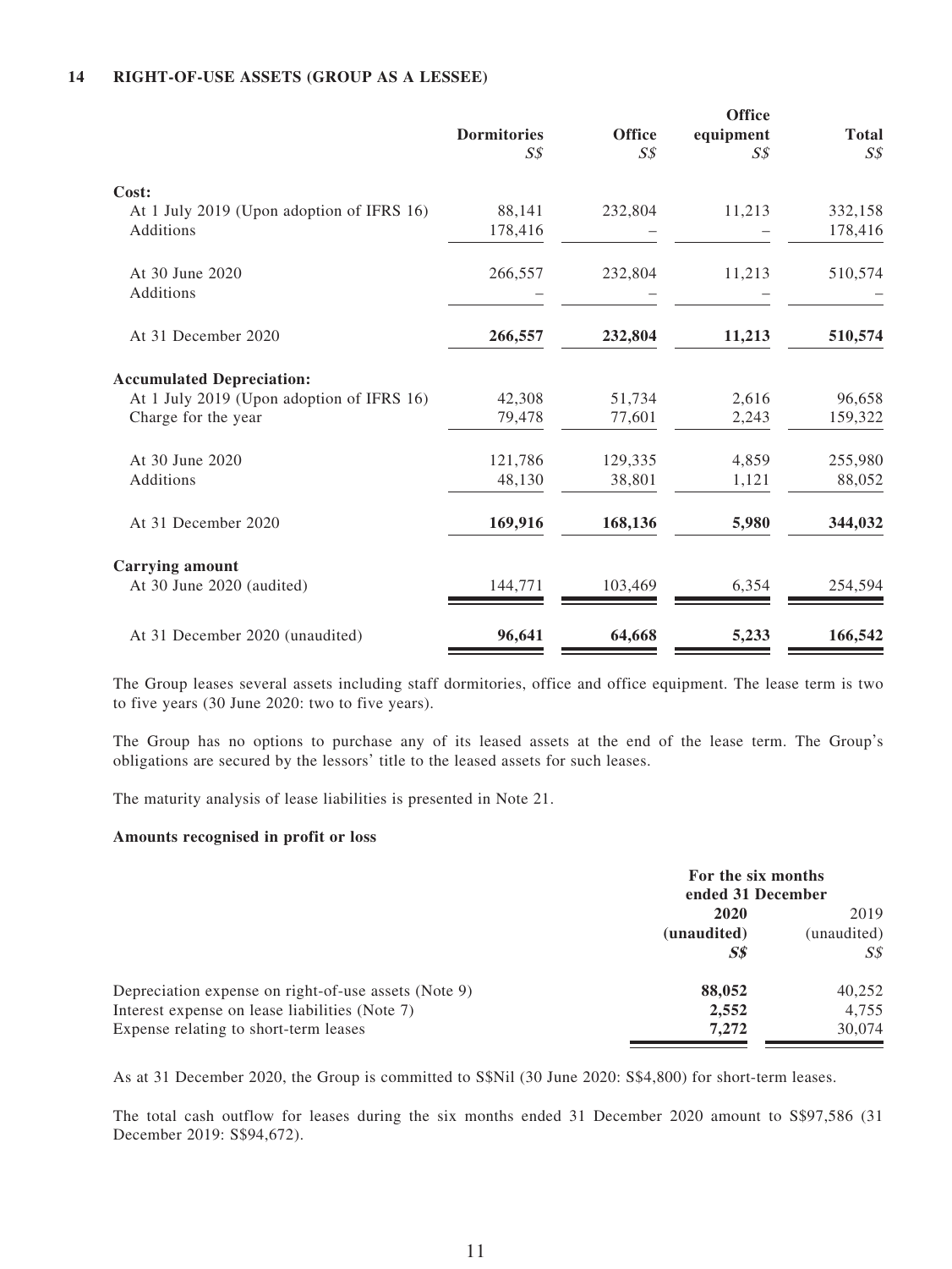## 14 RIGHT-OF-USE ASSETS (GROUP AS A LESSEE)

| | Dormitories S$ | Office S$ | Office equipment S$ | Total S$ |
|---|---|---|---|---|
| **Cost:** | | | | |
| At 1 July 2019 (Upon adoption of IFRS 16) | 88,141 | 232,804 | 11,213 | 332,158 |
| Additions | 178,416 | – | – | 178,416 |
| At 30 June 2020 | 266,557 | 232,804 | 11,213 | 510,574 |
| Additions | – | – | – | – |
| At 31 December 2020 | **266,557** | **232,804** | **11,213** | **510,574** |
| **Accumulated Depreciation:** | | | | |
| At 1 July 2019 (Upon adoption of IFRS 16) | 42,308 | 51,734 | 2,616 | 96,658 |
| Charge for the year | 79,478 | 77,601 | 2,243 | 159,322 |
| At 30 June 2020 | 121,786 | 129,335 | 4,859 | 255,980 |
| Additions | 48,130 | 38,801 | 1,121 | 88,052 |
| At 31 December 2020 | **169,916** | **168,136** | **5,980** | **344,032** |
| **Carrying amount** | | | | |
| At 30 June 2020 (audited) | 144,771 | 103,469 | 6,354 | 254,594 |
| At 31 December 2020 (unaudited) | **96,641** | **64,668** | **5,233** | **166,542** |

The Group leases several assets including staff dormitories, office and office equipment. The lease term is two to five years (30 June 2020: two to five years).

The Group has no options to purchase any of its leased assets at the end of the lease term. The Group's obligations are secured by the lessors' title to the leased assets for such leases.

The maturity analysis of lease liabilities is presented in Note 21.

**Amounts recognised in profit or loss**

| | For the six months ended 31 December | |
|---|---|---|
| | **2020 (unaudited) S$** | 2019 (unaudited) S$ |
| Depreciation expense on right-of-use assets (Note 9) | **88,052** | 40,252 |
| Interest expense on lease liabilities (Note 7) | **2,552** | 4,755 |
| Expense relating to short-term leases | **7,272** | 30,074 |

As at 31 December 2020, the Group is committed to S$Nil (30 June 2020: S$4,800) for short-term leases.

The total cash outflow for leases during the six months ended 31 December 2020 amount to S$97,586 (31 December 2019: S$94,672).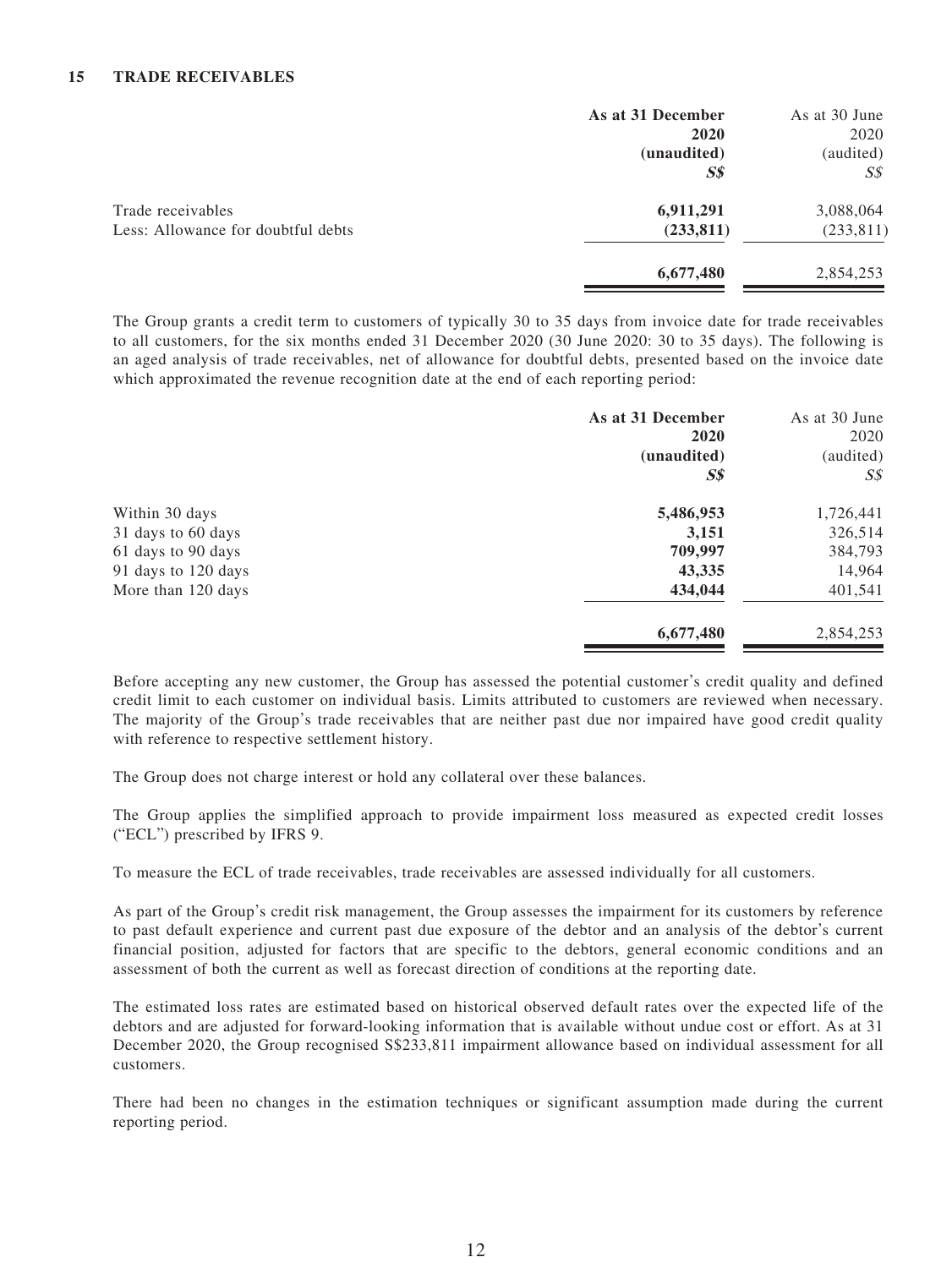## 15 TRADE RECEIVABLES

| | As at 31 December 2020 (unaudited) S$ | As at 30 June 2020 (audited) S$ |
|---|---|---|
| Trade receivables | **6,911,291** | 3,088,064 |
| Less: Allowance for doubtful debts | **(233,811)** | (233,811) |
| | **6,677,480** | 2,854,253 |

The Group grants a credit term to customers of typically 30 to 35 days from invoice date for trade receivables to all customers, for the six months ended 31 December 2020 (30 June 2020: 30 to 35 days). The following is an aged analysis of trade receivables, net of allowance for doubtful debts, presented based on the invoice date which approximated the revenue recognition date at the end of each reporting period:

| | As at 31 December 2020 (unaudited) S$ | As at 30 June 2020 (audited) S$ |
|---|---|---|
| Within 30 days | **5,486,953** | 1,726,441 |
| 31 days to 60 days | **3,151** | 326,514 |
| 61 days to 90 days | **709,997** | 384,793 |
| 91 days to 120 days | **43,335** | 14,964 |
| More than 120 days | **434,044** | 401,541 |
| | **6,677,480** | 2,854,253 |

Before accepting any new customer, the Group has assessed the potential customer's credit quality and defined credit limit to each customer on individual basis. Limits attributed to customers are reviewed when necessary. The majority of the Group's trade receivables that are neither past due nor impaired have good credit quality with reference to respective settlement history.

The Group does not charge interest or hold any collateral over these balances.

The Group applies the simplified approach to provide impairment loss measured as expected credit losses ("ECL") prescribed by IFRS 9.

To measure the ECL of trade receivables, trade receivables are assessed individually for all customers.

As part of the Group's credit risk management, the Group assesses the impairment for its customers by reference to past default experience and current past due exposure of the debtor and an analysis of the debtor's current financial position, adjusted for factors that are specific to the debtors, general economic conditions and an assessment of both the current as well as forecast direction of conditions at the reporting date.

The estimated loss rates are estimated based on historical observed default rates over the expected life of the debtors and are adjusted for forward-looking information that is available without undue cost or effort. As at 31 December 2020, the Group recognised S$233,811 impairment allowance based on individual assessment for all customers.

There had been no changes in the estimation techniques or significant assumption made during the current reporting period.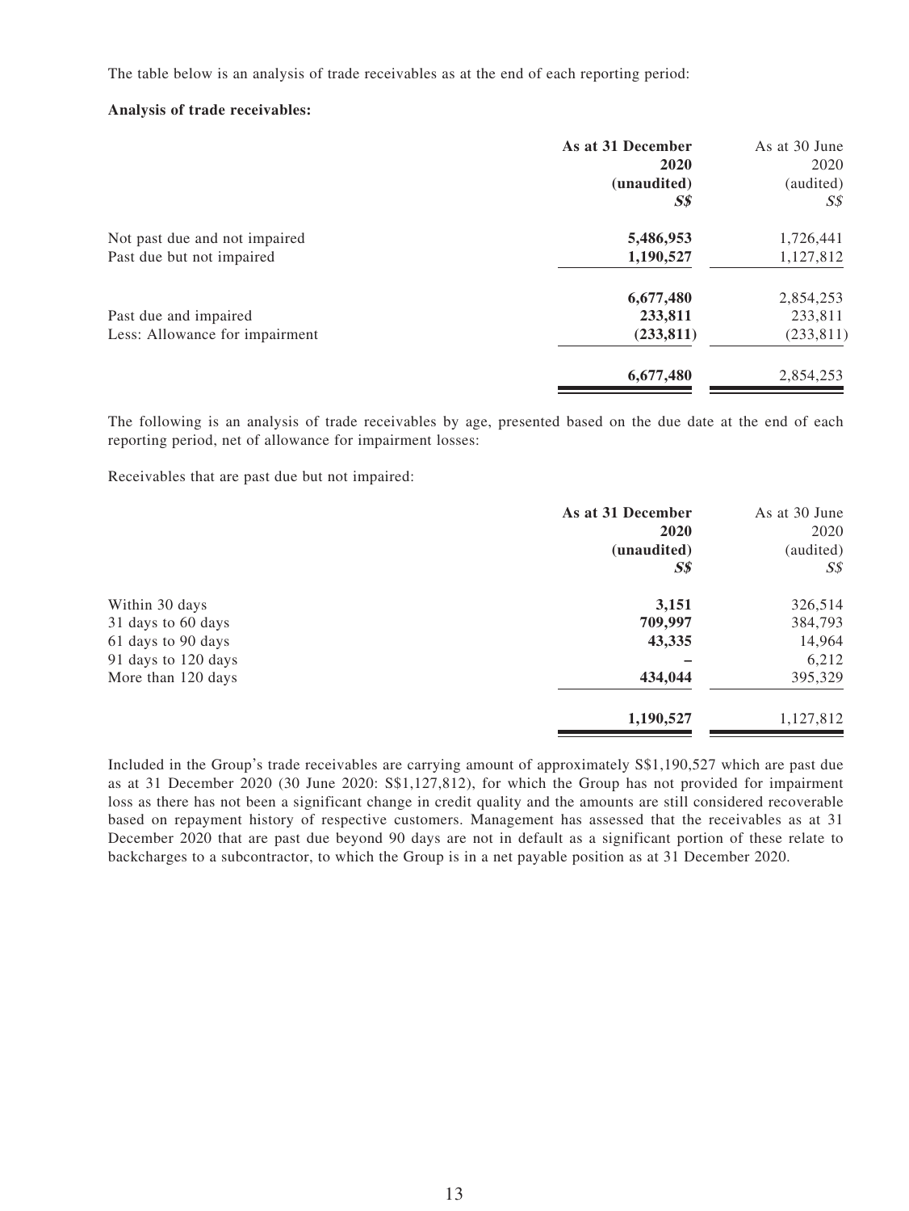The table below is an analysis of trade receivables as at the end of each reporting period:

**Analysis of trade receivables:**

| | **As at 31 December 2020 (unaudited) S$** | As at 30 June 2020 (audited) S$ |
|---|---|---|
| Not past due and not impaired | **5,486,953** | 1,726,441 |
| Past due but not impaired | **1,190,527** | 1,127,812 |
| | **6,677,480** | 2,854,253 |
| Past due and impaired | **233,811** | 233,811 |
| Less: Allowance for impairment | **(233,811)** | (233,811) |
| | **6,677,480** | 2,854,253 |

The following is an analysis of trade receivables by age, presented based on the due date at the end of each reporting period, net of allowance for impairment losses:

Receivables that are past due but not impaired:

| | **As at 31 December 2020 (unaudited) S$** | As at 30 June 2020 (audited) S$ |
|---|---|---|
| Within 30 days | **3,151** | 326,514 |
| 31 days to 60 days | **709,997** | 384,793 |
| 61 days to 90 days | **43,335** | 14,964 |
| 91 days to 120 days | **–** | 6,212 |
| More than 120 days | **434,044** | 395,329 |
| | **1,190,527** | 1,127,812 |

Included in the Group's trade receivables are carrying amount of approximately S$1,190,527 which are past due as at 31 December 2020 (30 June 2020: S$1,127,812), for which the Group has not provided for impairment loss as there has not been a significant change in credit quality and the amounts are still considered recoverable based on repayment history of respective customers. Management has assessed that the receivables as at 31 December 2020 that are past due beyond 90 days are not in default as a significant portion of these relate to backcharges to a subcontractor, to which the Group is in a net payable position as at 31 December 2020.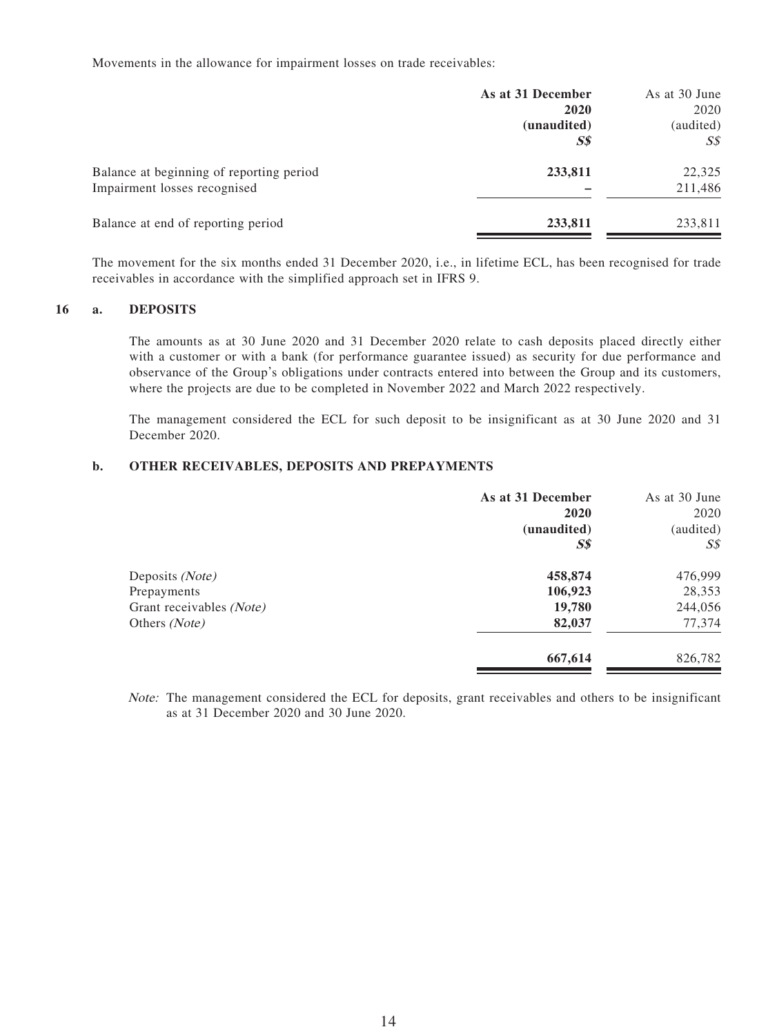Movements in the allowance for impairment losses on trade receivables:

| | As at 31 December 2020 (unaudited) S$ | As at 30 June 2020 (audited) S$ |
|---|---|---|
| Balance at beginning of reporting period | **233,811** | 22,325 |
| Impairment losses recognised | **–** | 211,486 |
| Balance at end of reporting period | **233,811** | 233,811 |

The movement for the six months ended 31 December 2020, i.e., in lifetime ECL, has been recognised for trade receivables in accordance with the simplified approach set in IFRS 9.

## 16 a. DEPOSITS

The amounts as at 30 June 2020 and 31 December 2020 relate to cash deposits placed directly either with a customer or with a bank (for performance guarantee issued) as security for due performance and observance of the Group's obligations under contracts entered into between the Group and its customers, where the projects are due to be completed in November 2022 and March 2022 respectively.

The management considered the ECL for such deposit to be insignificant as at 30 June 2020 and 31 December 2020.

## b. OTHER RECEIVABLES, DEPOSITS AND PREPAYMENTS

| | As at 31 December 2020 (unaudited) S$ | As at 30 June 2020 (audited) S$ |
|---|---|---|
| Deposits *(Note)* | **458,874** | 476,999 |
| Prepayments | **106,923** | 28,353 |
| Grant receivables *(Note)* | **19,780** | 244,056 |
| Others *(Note)* | **82,037** | 77,374 |
| | **667,614** | 826,782 |

*Note:* The management considered the ECL for deposits, grant receivables and others to be insignificant as at 31 December 2020 and 30 June 2020.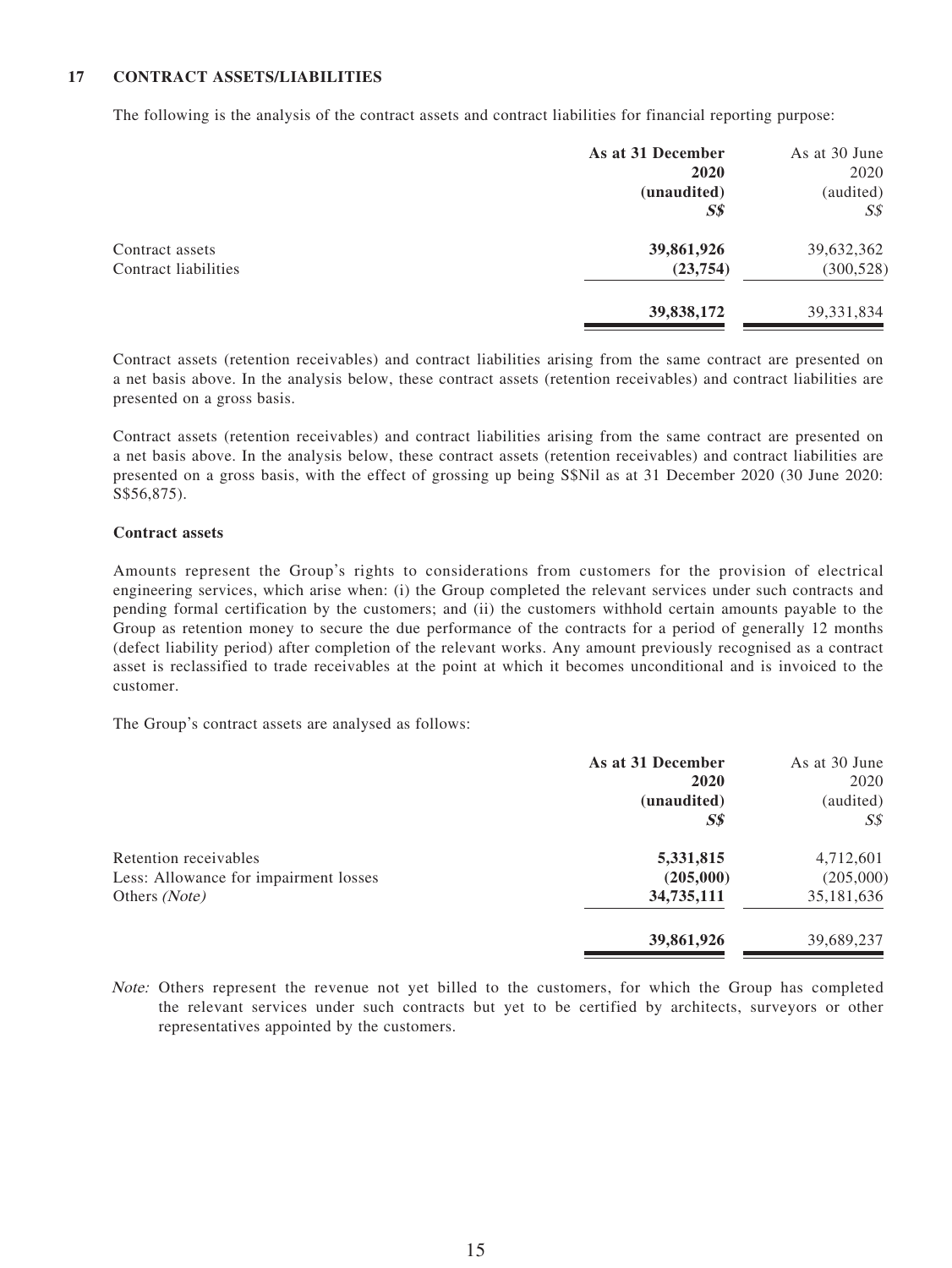## 17 CONTRACT ASSETS/LIABILITIES

The following is the analysis of the contract assets and contract liabilities for financial reporting purpose:

| | **As at 31 December 2020 (unaudited) *S$*** | As at 30 June 2020 (audited) *S$* |
|---|---|---|
| Contract assets | **39,861,926** | 39,632,362 |
| Contract liabilities | **(23,754)** | (300,528) |
| | **39,838,172** | 39,331,834 |

Contract assets (retention receivables) and contract liabilities arising from the same contract are presented on a net basis above. In the analysis below, these contract assets (retention receivables) and contract liabilities are presented on a gross basis.

Contract assets (retention receivables) and contract liabilities arising from the same contract are presented on a net basis above. In the analysis below, these contract assets (retention receivables) and contract liabilities are presented on a gross basis, with the effect of grossing up being S$Nil as at 31 December 2020 (30 June 2020: S$56,875).

**Contract assets**

Amounts represent the Group's rights to considerations from customers for the provision of electrical engineering services, which arise when: (i) the Group completed the relevant services under such contracts and pending formal certification by the customers; and (ii) the customers withhold certain amounts payable to the Group as retention money to secure the due performance of the contracts for a period of generally 12 months (defect liability period) after completion of the relevant works. Any amount previously recognised as a contract asset is reclassified to trade receivables at the point at which it becomes unconditional and is invoiced to the customer.

The Group's contract assets are analysed as follows:

| | **As at 31 December 2020 (unaudited) *S$*** | As at 30 June 2020 (audited) *S$* |
|---|---|---|
| Retention receivables | **5,331,815** | 4,712,601 |
| Less: Allowance for impairment losses | **(205,000)** | (205,000) |
| Others *(Note)* | **34,735,111** | 35,181,636 |
| | **39,861,926** | 39,689,237 |

*Note:* Others represent the revenue not yet billed to the customers, for which the Group has completed the relevant services under such contracts but yet to be certified by architects, surveyors or other representatives appointed by the customers.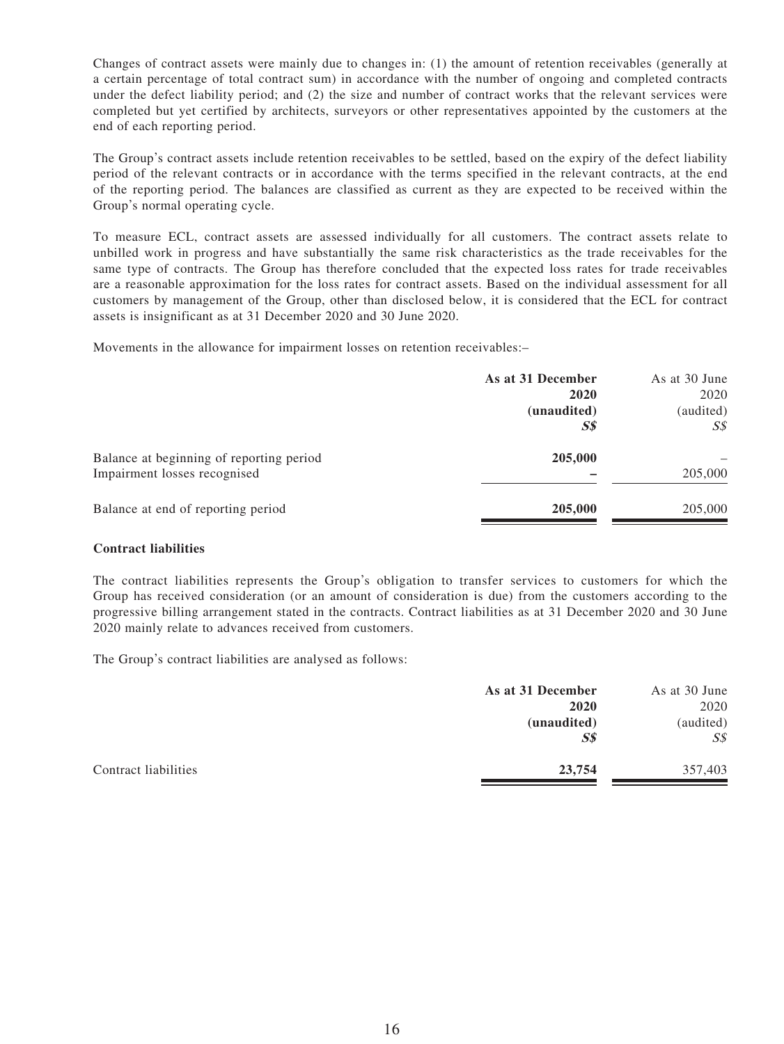Changes of contract assets were mainly due to changes in: (1) the amount of retention receivables (generally at a certain percentage of total contract sum) in accordance with the number of ongoing and completed contracts under the defect liability period; and (2) the size and number of contract works that the relevant services were completed but yet certified by architects, surveyors or other representatives appointed by the customers at the end of each reporting period.

The Group's contract assets include retention receivables to be settled, based on the expiry of the defect liability period of the relevant contracts or in accordance with the terms specified in the relevant contracts, at the end of the reporting period. The balances are classified as current as they are expected to be received within the Group's normal operating cycle.

To measure ECL, contract assets are assessed individually for all customers. The contract assets relate to unbilled work in progress and have substantially the same risk characteristics as the trade receivables for the same type of contracts. The Group has therefore concluded that the expected loss rates for trade receivables are a reasonable approximation for the loss rates for contract assets. Based on the individual assessment for all customers by management of the Group, other than disclosed below, it is considered that the ECL for contract assets is insignificant as at 31 December 2020 and 30 June 2020.

Movements in the allowance for impairment losses on retention receivables:–

| | **As at 31 December 2020 (unaudited) *S$*** | As at 30 June 2020 (audited) *S$* |
|---|---|---|
| Balance at beginning of reporting period | **205,000** | – |
| Impairment losses recognised | **–** | 205,000 |
| Balance at end of reporting period | **205,000** | 205,000 |

**Contract liabilities**

The contract liabilities represents the Group's obligation to transfer services to customers for which the Group has received consideration (or an amount of consideration is due) from the customers according to the progressive billing arrangement stated in the contracts. Contract liabilities as at 31 December 2020 and 30 June 2020 mainly relate to advances received from customers.

The Group's contract liabilities are analysed as follows:

| | **As at 31 December 2020 (unaudited) *S$*** | As at 30 June 2020 (audited) *S$* |
|---|---|---|
| Contract liabilities | **23,754** | 357,403 |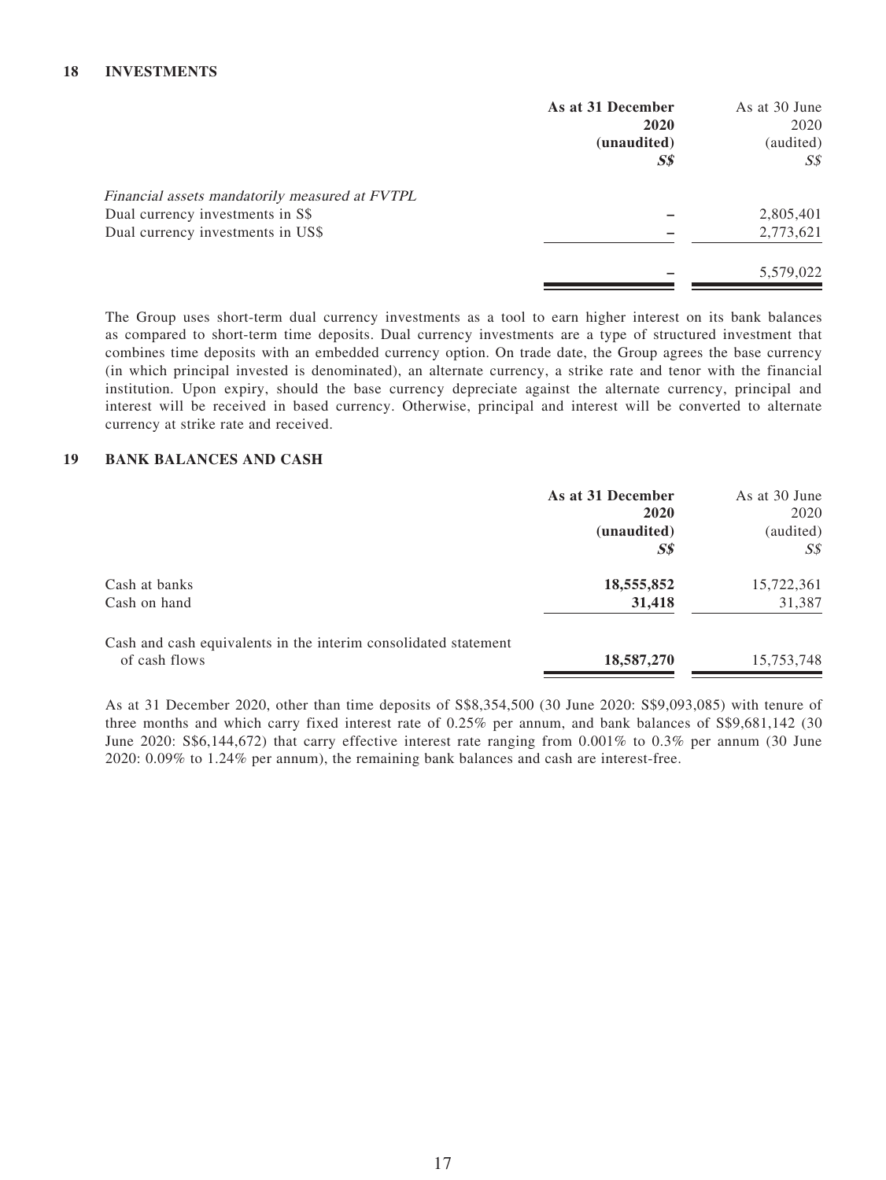## 18 INVESTMENTS

| | As at 31 December 2020 (unaudited) S$ | As at 30 June 2020 (audited) S$ |
|---|---|---|
| *Financial assets mandatorily measured at FVTPL* | | |
| Dual currency investments in S$ | – | 2,805,401 |
| Dual currency investments in US$ | – | 2,773,621 |
| | – | 5,579,022 |

The Group uses short-term dual currency investments as a tool to earn higher interest on its bank balances as compared to short-term time deposits. Dual currency investments are a type of structured investment that combines time deposits with an embedded currency option. On trade date, the Group agrees the base currency (in which principal invested is denominated), an alternate currency, a strike rate and tenor with the financial institution. Upon expiry, should the base currency depreciate against the alternate currency, principal and interest will be received in based currency. Otherwise, principal and interest will be converted to alternate currency at strike rate and received.

## 19 BANK BALANCES AND CASH

| | As at 31 December 2020 (unaudited) S$ | As at 30 June 2020 (audited) S$ |
|---|---|---|
| Cash at banks | **18,555,852** | 15,722,361 |
| Cash on hand | **31,418** | 31,387 |
| Cash and cash equivalents in the interim consolidated statement of cash flows | **18,587,270** | 15,753,748 |

As at 31 December 2020, other than time deposits of S$8,354,500 (30 June 2020: S$9,093,085) with tenure of three months and which carry fixed interest rate of 0.25% per annum, and bank balances of S$9,681,142 (30 June 2020: S$6,144,672) that carry effective interest rate ranging from 0.001% to 0.3% per annum (30 June 2020: 0.09% to 1.24% per annum), the remaining bank balances and cash are interest-free.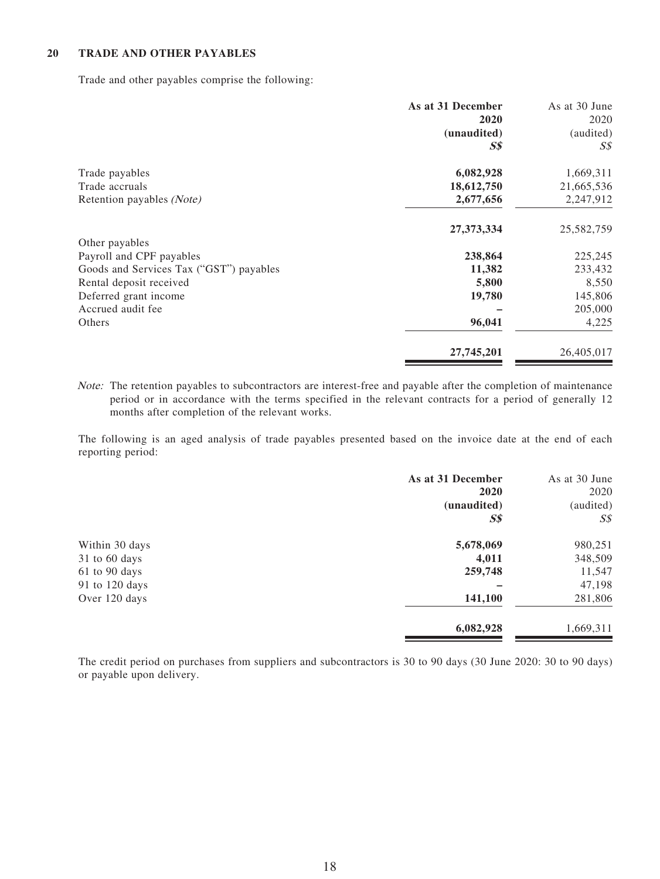## 20 TRADE AND OTHER PAYABLES

Trade and other payables comprise the following:

| | As at 31 December 2020 (unaudited) S$ | As at 30 June 2020 (audited) S$ |
|---|---|---|
| Trade payables | **6,082,928** | 1,669,311 |
| Trade accruals | **18,612,750** | 21,665,536 |
| Retention payables *(Note)* | **2,677,656** | 2,247,912 |
| | **27,373,334** | 25,582,759 |
| Other payables | | |
| Payroll and CPF payables | **238,864** | 225,245 |
| Goods and Services Tax ("GST") payables | **11,382** | 233,432 |
| Rental deposit received | **5,800** | 8,550 |
| Deferred grant income | **19,780** | 145,806 |
| Accrued audit fee | **–** | 205,000 |
| Others | **96,041** | 4,225 |
| | **27,745,201** | 26,405,017 |

*Note:* The retention payables to subcontractors are interest-free and payable after the completion of maintenance period or in accordance with the terms specified in the relevant contracts for a period of generally 12 months after completion of the relevant works.

The following is an aged analysis of trade payables presented based on the invoice date at the end of each reporting period:

| | As at 31 December 2020 (unaudited) S$ | As at 30 June 2020 (audited) S$ |
|---|---|---|
| Within 30 days | **5,678,069** | 980,251 |
| 31 to 60 days | **4,011** | 348,509 |
| 61 to 90 days | **259,748** | 11,547 |
| 91 to 120 days | **–** | 47,198 |
| Over 120 days | **141,100** | 281,806 |
| | **6,082,928** | 1,669,311 |

The credit period on purchases from suppliers and subcontractors is 30 to 90 days (30 June 2020: 30 to 90 days) or payable upon delivery.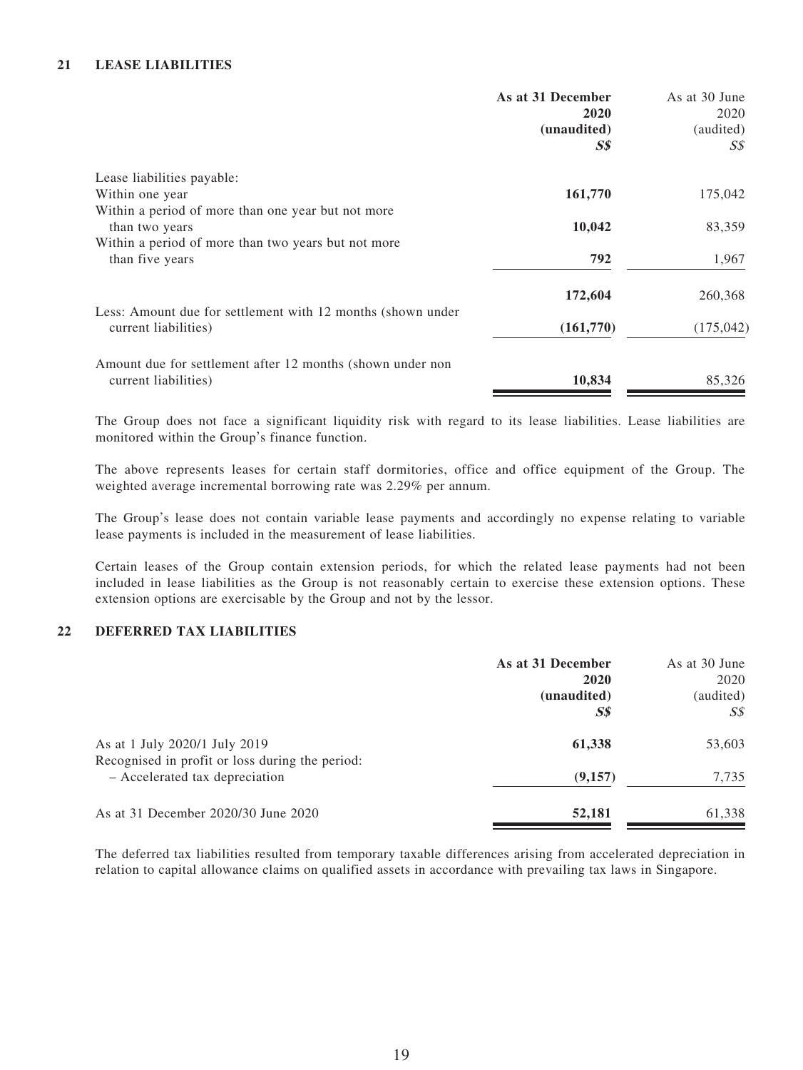## 21 LEASE LIABILITIES

| | As at 31 December 2020 (unaudited) S$ | As at 30 June 2020 (audited) S$ |
|---|---|---|
| Lease liabilities payable: | | |
| Within one year | **161,770** | 175,042 |
| Within a period of more than one year but not more than two years | **10,042** | 83,359 |
| Within a period of more than two years but not more than five years | **792** | 1,967 |
| | **172,604** | 260,368 |
| Less: Amount due for settlement with 12 months (shown under current liabilities) | **(161,770)** | (175,042) |
| Amount due for settlement after 12 months (shown under non current liabilities) | **10,834** | 85,326 |

The Group does not face a significant liquidity risk with regard to its lease liabilities. Lease liabilities are monitored within the Group's finance function.

The above represents leases for certain staff dormitories, office and office equipment of the Group. The weighted average incremental borrowing rate was 2.29% per annum.

The Group's lease does not contain variable lease payments and accordingly no expense relating to variable lease payments is included in the measurement of lease liabilities.

Certain leases of the Group contain extension periods, for which the related lease payments had not been included in lease liabilities as the Group is not reasonably certain to exercise these extension options. These extension options are exercisable by the Group and not by the lessor.

## 22 DEFERRED TAX LIABILITIES

| | As at 31 December 2020 (unaudited) S$ | As at 30 June 2020 (audited) S$ |
|---|---|---|
| As at 1 July 2020/1 July 2019 | **61,338** | 53,603 |
| Recognised in profit or loss during the period: | | |
| – Accelerated tax depreciation | **(9,157)** | 7,735 |
| As at 31 December 2020/30 June 2020 | **52,181** | 61,338 |

The deferred tax liabilities resulted from temporary taxable differences arising from accelerated depreciation in relation to capital allowance claims on qualified assets in accordance with prevailing tax laws in Singapore.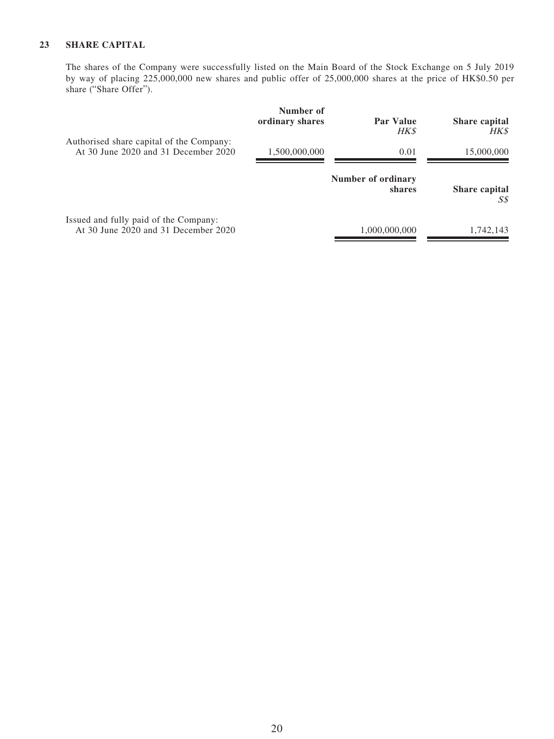## 23 SHARE CAPITAL

The shares of the Company were successfully listed on the Main Board of the Stock Exchange on 5 July 2019 by way of placing 225,000,000 new shares and public offer of 25,000,000 shares at the price of HK$0.50 per share ("Share Offer").

| | Number of ordinary shares | Par Value *HK$* | Share capital *HK$* |
|---|---|---|---|
| Authorised share capital of the Company: | | | |
| At 30 June 2020 and 31 December 2020 | 1,500,000,000 | 0.01 | 15,000,000 |

| | Number of ordinary shares | Share capital *S$* |
|---|---|---|
| Issued and fully paid of the Company: | | |
| At 30 June 2020 and 31 December 2020 | 1,000,000,000 | 1,742,143 |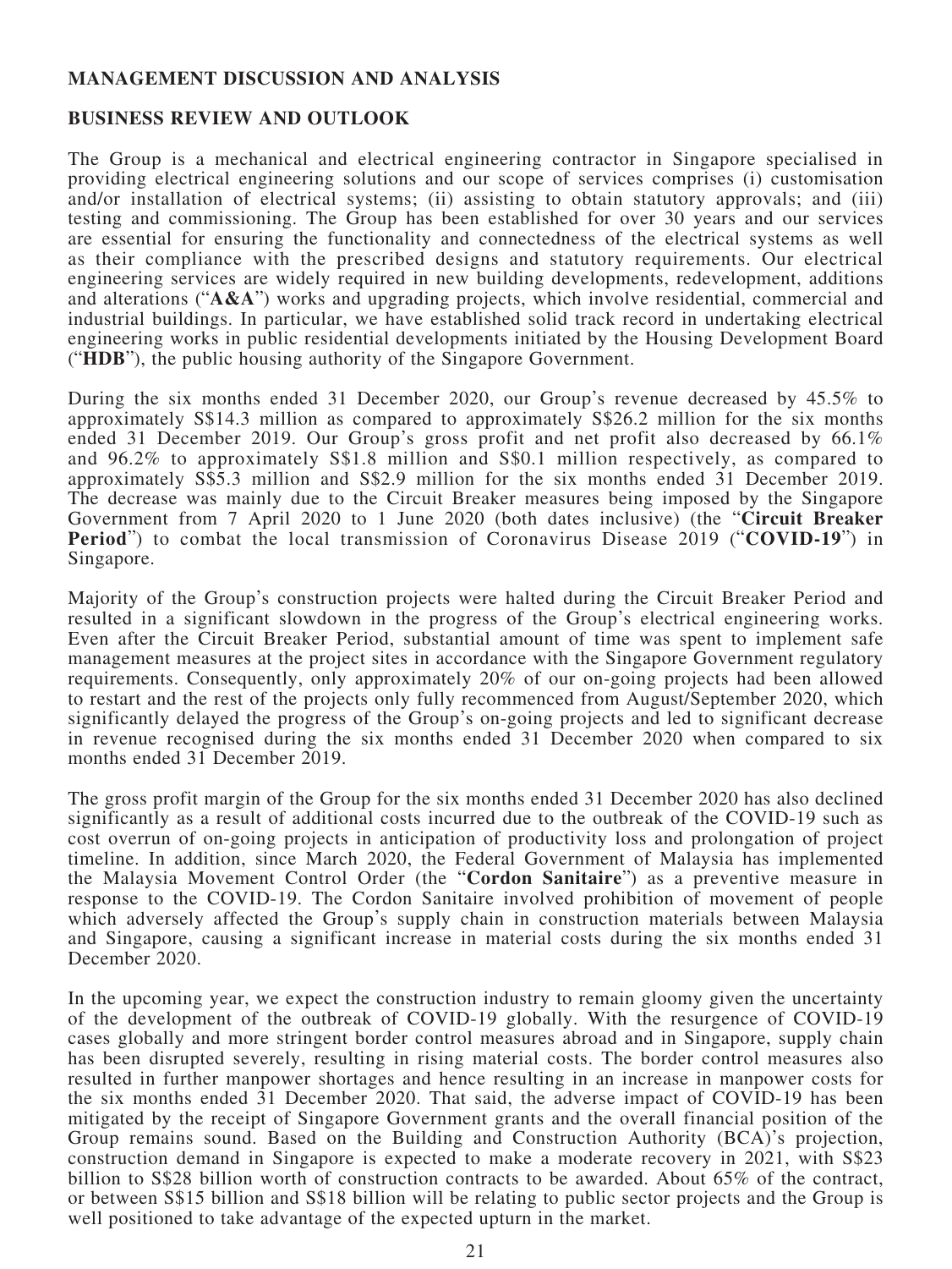## MANAGEMENT DISCUSSION AND ANALYSIS

### BUSINESS REVIEW AND OUTLOOK

The Group is a mechanical and electrical engineering contractor in Singapore specialised in providing electrical engineering solutions and our scope of services comprises (i) customisation and/or installation of electrical systems; (ii) assisting to obtain statutory approvals; and (iii) testing and commissioning. The Group has been established for over 30 years and our services are essential for ensuring the functionality and connectedness of the electrical systems as well as their compliance with the prescribed designs and statutory requirements. Our electrical engineering services are widely required in new building developments, redevelopment, additions and alterations ("**A&A**") works and upgrading projects, which involve residential, commercial and industrial buildings. In particular, we have established solid track record in undertaking electrical engineering works in public residential developments initiated by the Housing Development Board ("**HDB**"), the public housing authority of the Singapore Government.

During the six months ended 31 December 2020, our Group's revenue decreased by 45.5% to approximately S$14.3 million as compared to approximately S$26.2 million for the six months ended 31 December 2019. Our Group's gross profit and net profit also decreased by 66.1% and 96.2% to approximately S$1.8 million and S$0.1 million respectively, as compared to approximately S$5.3 million and S$2.9 million for the six months ended 31 December 2019. The decrease was mainly due to the Circuit Breaker measures being imposed by the Singapore Government from 7 April 2020 to 1 June 2020 (both dates inclusive) (the "**Circuit Breaker Period**") to combat the local transmission of Coronavirus Disease 2019 ("**COVID-19**") in Singapore.

Majority of the Group's construction projects were halted during the Circuit Breaker Period and resulted in a significant slowdown in the progress of the Group's electrical engineering works. Even after the Circuit Breaker Period, substantial amount of time was spent to implement safe management measures at the project sites in accordance with the Singapore Government regulatory requirements. Consequently, only approximately 20% of our on-going projects had been allowed to restart and the rest of the projects only fully recommenced from August/September 2020, which significantly delayed the progress of the Group's on-going projects and led to significant decrease in revenue recognised during the six months ended 31 December 2020 when compared to six months ended 31 December 2019.

The gross profit margin of the Group for the six months ended 31 December 2020 has also declined significantly as a result of additional costs incurred due to the outbreak of the COVID-19 such as cost overrun of on-going projects in anticipation of productivity loss and prolongation of project timeline. In addition, since March 2020, the Federal Government of Malaysia has implemented the Malaysia Movement Control Order (the "**Cordon Sanitaire**") as a preventive measure in response to the COVID-19. The Cordon Sanitaire involved prohibition of movement of people which adversely affected the Group's supply chain in construction materials between Malaysia and Singapore, causing a significant increase in material costs during the six months ended 31 December 2020.

In the upcoming year, we expect the construction industry to remain gloomy given the uncertainty of the development of the outbreak of COVID-19 globally. With the resurgence of COVID-19 cases globally and more stringent border control measures abroad and in Singapore, supply chain has been disrupted severely, resulting in rising material costs. The border control measures also resulted in further manpower shortages and hence resulting in an increase in manpower costs for the six months ended 31 December 2020. That said, the adverse impact of COVID-19 has been mitigated by the receipt of Singapore Government grants and the overall financial position of the Group remains sound. Based on the Building and Construction Authority (BCA)'s projection, construction demand in Singapore is expected to make a moderate recovery in 2021, with S$23 billion to S$28 billion worth of construction contracts to be awarded. About 65% of the contract, or between S$15 billion and S$18 billion will be relating to public sector projects and the Group is well positioned to take advantage of the expected upturn in the market.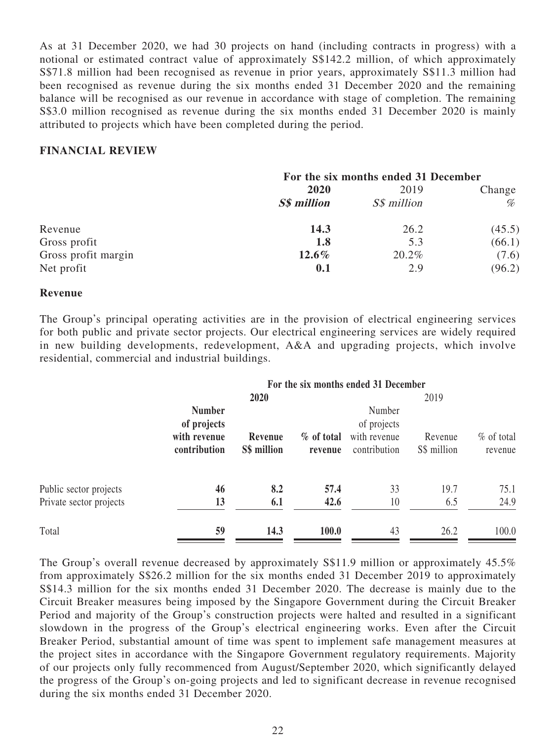As at 31 December 2020, we had 30 projects on hand (including contracts in progress) with a notional or estimated contract value of approximately S$142.2 million, of which approximately S$71.8 million had been recognised as revenue in prior years, approximately S$11.3 million had been recognised as revenue during the six months ended 31 December 2020 and the remaining balance will be recognised as our revenue in accordance with stage of completion. The remaining S$3.0 million recognised as revenue during the six months ended 31 December 2020 is mainly attributed to projects which have been completed during the period.

## FINANCIAL REVIEW

| | For the six months ended 31 December | | |
|---|---|---|---|
| | **2020** | 2019 | Change |
| | ***S$ million*** | *S$ million* | *%* |
| Revenue | **14.3** | 26.2 | (45.5) |
| Gross profit | **1.8** | 5.3 | (66.1) |
| Gross profit margin | **12.6%** | 20.2% | (7.6) |
| Net profit | **0.1** | 2.9 | (96.2) |

### Revenue

The Group's principal operating activities are in the provision of electrical engineering services for both public and private sector projects. Our electrical engineering services are widely required in new building developments, redevelopment, A&A and upgrading projects, which involve residential, commercial and industrial buildings.

| | For the six months ended 31 December | | | | | |
|---|---|---|---|---|---|---|
| | **2020** | | | 2019 | | |
| | **Number of projects with revenue contribution** | **Revenue S$ million** | **% of total revenue** | Number of projects with revenue contribution | Revenue S$ million | % of total revenue |
| Public sector projects | **46** | **8.2** | **57.4** | 33 | 19.7 | 75.1 |
| Private sector projects | **13** | **6.1** | **42.6** | 10 | 6.5 | 24.9 |
| Total | **59** | **14.3** | **100.0** | 43 | 26.2 | 100.0 |

The Group's overall revenue decreased by approximately S$11.9 million or approximately 45.5% from approximately S$26.2 million for the six months ended 31 December 2019 to approximately S$14.3 million for the six months ended 31 December 2020. The decrease is mainly due to the Circuit Breaker measures being imposed by the Singapore Government during the Circuit Breaker Period and majority of the Group's construction projects were halted and resulted in a significant slowdown in the progress of the Group's electrical engineering works. Even after the Circuit Breaker Period, substantial amount of time was spent to implement safe management measures at the project sites in accordance with the Singapore Government regulatory requirements. Majority of our projects only fully recommenced from August/September 2020, which significantly delayed the progress of the Group's on-going projects and led to significant decrease in revenue recognised during the six months ended 31 December 2020.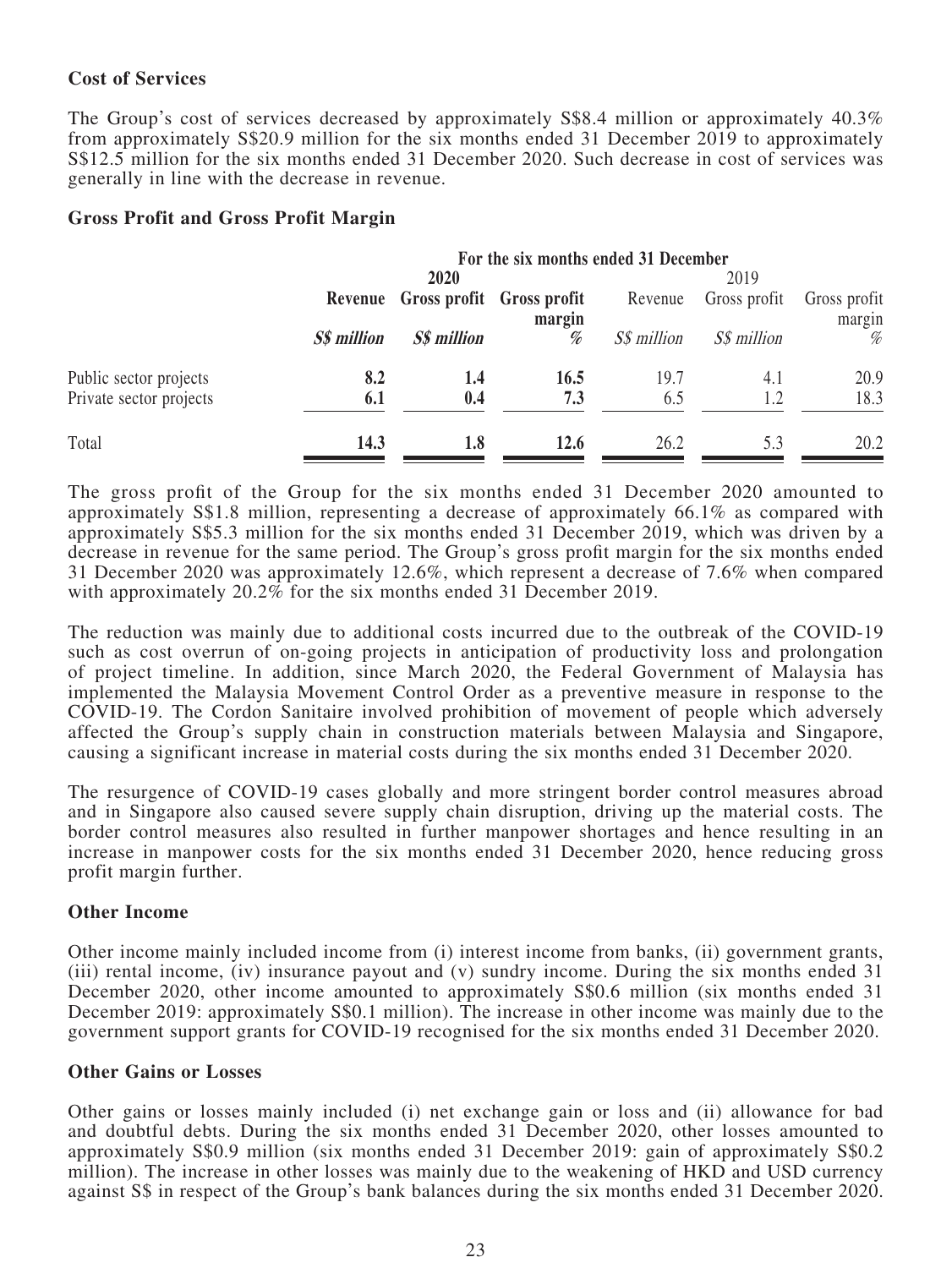### Cost of Services

The Group's cost of services decreased by approximately S$8.4 million or approximately 40.3% from approximately S$20.9 million for the six months ended 31 December 2019 to approximately S$12.5 million for the six months ended 31 December 2020. Such decrease in cost of services was generally in line with the decrease in revenue.

### Gross Profit and Gross Profit Margin

| | For the six months ended 31 December | | | | | |
|---|---|---|---|---|---|---|
| | **2020** | | | 2019 | | |
| | **Revenue** | **Gross profit** | **Gross profit margin** | Revenue | Gross profit | Gross profit margin |
| | ***S$ million*** | ***S$ million*** | ***%*** | *S$ million* | *S$ million* | *%* |
| Public sector projects | **8.2** | **1.4** | **16.5** | 19.7 | 4.1 | 20.9 |
| Private sector projects | **6.1** | **0.4** | **7.3** | 6.5 | 1.2 | 18.3 |
| Total | **14.3** | **1.8** | **12.6** | 26.2 | 5.3 | 20.2 |

The gross profit of the Group for the six months ended 31 December 2020 amounted to approximately S$1.8 million, representing a decrease of approximately 66.1% as compared with approximately S$5.3 million for the six months ended 31 December 2019, which was driven by a decrease in revenue for the same period. The Group's gross profit margin for the six months ended 31 December 2020 was approximately 12.6%, which represent a decrease of 7.6% when compared with approximately 20.2% for the six months ended 31 December 2019.

The reduction was mainly due to additional costs incurred due to the outbreak of the COVID-19 such as cost overrun of on-going projects in anticipation of productivity loss and prolongation of project timeline. In addition, since March 2020, the Federal Government of Malaysia has implemented the Malaysia Movement Control Order as a preventive measure in response to the COVID-19. The Cordon Sanitaire involved prohibition of movement of people which adversely affected the Group's supply chain in construction materials between Malaysia and Singapore, causing a significant increase in material costs during the six months ended 31 December 2020.

The resurgence of COVID-19 cases globally and more stringent border control measures abroad and in Singapore also caused severe supply chain disruption, driving up the material costs. The border control measures also resulted in further manpower shortages and hence resulting in an increase in manpower costs for the six months ended 31 December 2020, hence reducing gross profit margin further.

### Other Income

Other income mainly included income from (i) interest income from banks, (ii) government grants, (iii) rental income, (iv) insurance payout and (v) sundry income. During the six months ended 31 December 2020, other income amounted to approximately S$0.6 million (six months ended 31 December 2019: approximately S$0.1 million). The increase in other income was mainly due to the government support grants for COVID-19 recognised for the six months ended 31 December 2020.

### Other Gains or Losses

Other gains or losses mainly included (i) net exchange gain or loss and (ii) allowance for bad and doubtful debts. During the six months ended 31 December 2020, other losses amounted to approximately S$0.9 million (six months ended 31 December 2019: gain of approximately S$0.2 million). The increase in other losses was mainly due to the weakening of HKD and USD currency against S$ in respect of the Group's bank balances during the six months ended 31 December 2020.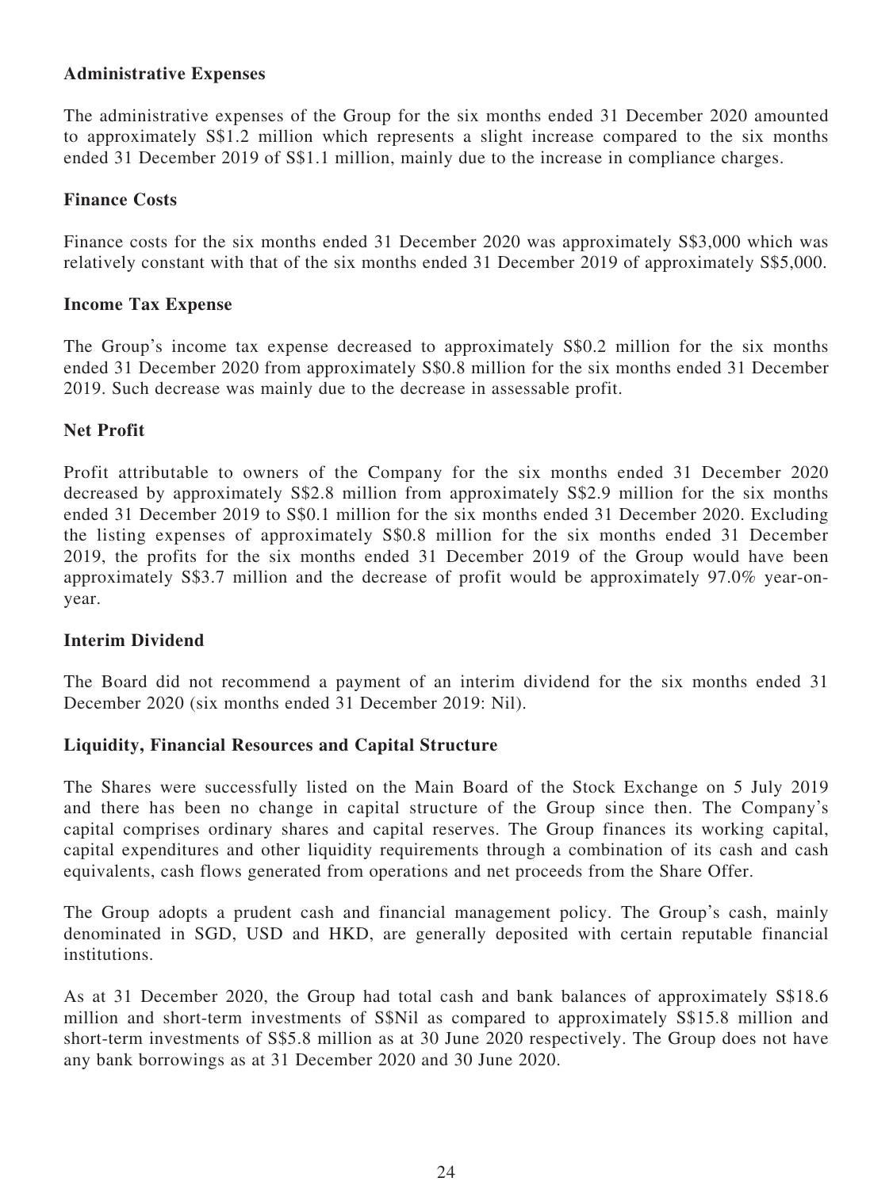**Administrative Expenses**

The administrative expenses of the Group for the six months ended 31 December 2020 amounted to approximately S$1.2 million which represents a slight increase compared to the six months ended 31 December 2019 of S$1.1 million, mainly due to the increase in compliance charges.

**Finance Costs**

Finance costs for the six months ended 31 December 2020 was approximately S$3,000 which was relatively constant with that of the six months ended 31 December 2019 of approximately S$5,000.

**Income Tax Expense**

The Group's income tax expense decreased to approximately S$0.2 million for the six months ended 31 December 2020 from approximately S$0.8 million for the six months ended 31 December 2019. Such decrease was mainly due to the decrease in assessable profit.

**Net Profit**

Profit attributable to owners of the Company for the six months ended 31 December 2020 decreased by approximately S$2.8 million from approximately S$2.9 million for the six months ended 31 December 2019 to S$0.1 million for the six months ended 31 December 2020. Excluding the listing expenses of approximately S$0.8 million for the six months ended 31 December 2019, the profits for the six months ended 31 December 2019 of the Group would have been approximately S$3.7 million and the decrease of profit would be approximately 97.0% year-on-year.

**Interim Dividend**

The Board did not recommend a payment of an interim dividend for the six months ended 31 December 2020 (six months ended 31 December 2019: Nil).

**Liquidity, Financial Resources and Capital Structure**

The Shares were successfully listed on the Main Board of the Stock Exchange on 5 July 2019 and there has been no change in capital structure of the Group since then. The Company's capital comprises ordinary shares and capital reserves. The Group finances its working capital, capital expenditures and other liquidity requirements through a combination of its cash and cash equivalents, cash flows generated from operations and net proceeds from the Share Offer.

The Group adopts a prudent cash and financial management policy. The Group's cash, mainly denominated in SGD, USD and HKD, are generally deposited with certain reputable financial institutions.

As at 31 December 2020, the Group had total cash and bank balances of approximately S$18.6 million and short-term investments of S$Nil as compared to approximately S$15.8 million and short-term investments of S$5.8 million as at 30 June 2020 respectively. The Group does not have any bank borrowings as at 31 December 2020 and 30 June 2020.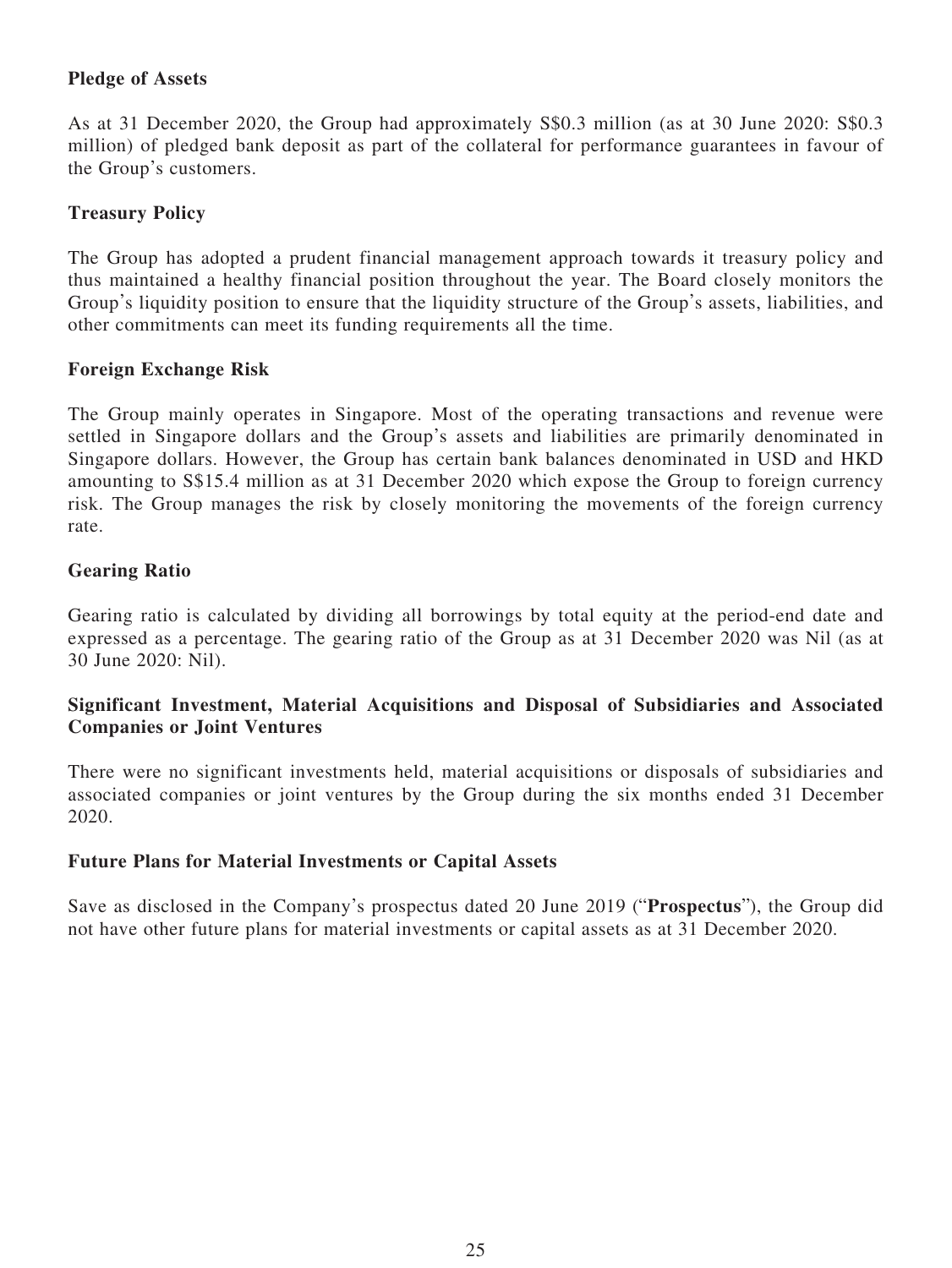**Pledge of Assets**

As at 31 December 2020, the Group had approximately S$0.3 million (as at 30 June 2020: S$0.3 million) of pledged bank deposit as part of the collateral for performance guarantees in favour of the Group's customers.

**Treasury Policy**

The Group has adopted a prudent financial management approach towards it treasury policy and thus maintained a healthy financial position throughout the year. The Board closely monitors the Group's liquidity position to ensure that the liquidity structure of the Group's assets, liabilities, and other commitments can meet its funding requirements all the time.

**Foreign Exchange Risk**

The Group mainly operates in Singapore. Most of the operating transactions and revenue were settled in Singapore dollars and the Group's assets and liabilities are primarily denominated in Singapore dollars. However, the Group has certain bank balances denominated in USD and HKD amounting to S$15.4 million as at 31 December 2020 which expose the Group to foreign currency risk. The Group manages the risk by closely monitoring the movements of the foreign currency rate.

**Gearing Ratio**

Gearing ratio is calculated by dividing all borrowings by total equity at the period-end date and expressed as a percentage. The gearing ratio of the Group as at 31 December 2020 was Nil (as at 30 June 2020: Nil).

**Significant Investment, Material Acquisitions and Disposal of Subsidiaries and Associated Companies or Joint Ventures**

There were no significant investments held, material acquisitions or disposals of subsidiaries and associated companies or joint ventures by the Group during the six months ended 31 December 2020.

**Future Plans for Material Investments or Capital Assets**

Save as disclosed in the Company's prospectus dated 20 June 2019 ("**Prospectus**"), the Group did not have other future plans for material investments or capital assets as at 31 December 2020.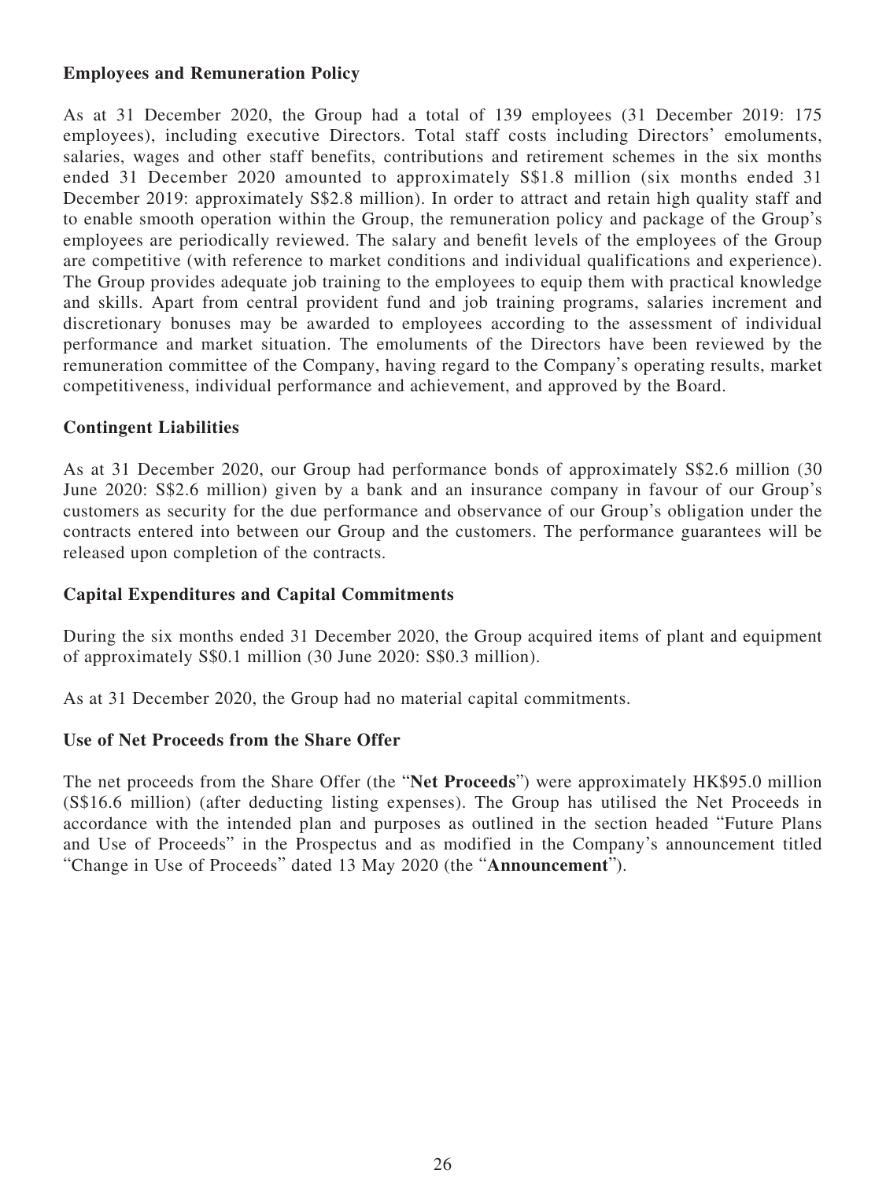**Employees and Remuneration Policy**

As at 31 December 2020, the Group had a total of 139 employees (31 December 2019: 175 employees), including executive Directors. Total staff costs including Directors' emoluments, salaries, wages and other staff benefits, contributions and retirement schemes in the six months ended 31 December 2020 amounted to approximately S$1.8 million (six months ended 31 December 2019: approximately S$2.8 million). In order to attract and retain high quality staff and to enable smooth operation within the Group, the remuneration policy and package of the Group's employees are periodically reviewed. The salary and benefit levels of the employees of the Group are competitive (with reference to market conditions and individual qualifications and experience). The Group provides adequate job training to the employees to equip them with practical knowledge and skills. Apart from central provident fund and job training programs, salaries increment and discretionary bonuses may be awarded to employees according to the assessment of individual performance and market situation. The emoluments of the Directors have been reviewed by the remuneration committee of the Company, having regard to the Company's operating results, market competitiveness, individual performance and achievement, and approved by the Board.

**Contingent Liabilities**

As at 31 December 2020, our Group had performance bonds of approximately S$2.6 million (30 June 2020: S$2.6 million) given by a bank and an insurance company in favour of our Group's customers as security for the due performance and observance of our Group's obligation under the contracts entered into between our Group and the customers. The performance guarantees will be released upon completion of the contracts.

**Capital Expenditures and Capital Commitments**

During the six months ended 31 December 2020, the Group acquired items of plant and equipment of approximately S$0.1 million (30 June 2020: S$0.3 million).

As at 31 December 2020, the Group had no material capital commitments.

**Use of Net Proceeds from the Share Offer**

The net proceeds from the Share Offer (the "**Net Proceeds**") were approximately HK$95.0 million (S$16.6 million) (after deducting listing expenses). The Group has utilised the Net Proceeds in accordance with the intended plan and purposes as outlined in the section headed "Future Plans and Use of Proceeds" in the Prospectus and as modified in the Company's announcement titled "Change in Use of Proceeds" dated 13 May 2020 (the "**Announcement**").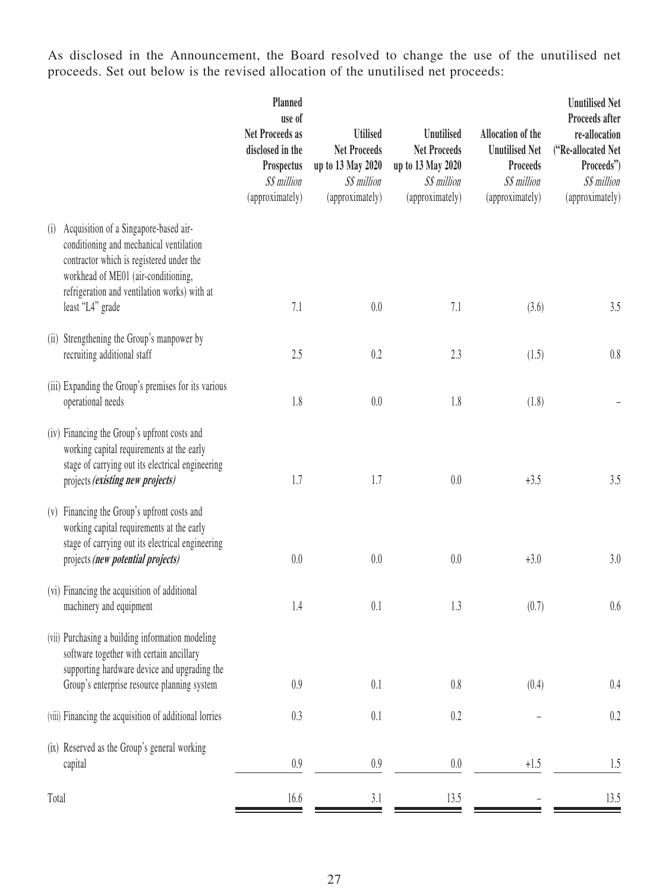As disclosed in the Announcement, the Board resolved to change the use of the unutilised net proceeds. Set out below is the revised allocation of the unutilised net proceeds:

| | Planned use of Net Proceeds as disclosed in the Prospectus *S$ million* (approximately) | Utilised Net Proceeds up to 13 May 2020 *S$ million* (approximately) | Unutilised Net Proceeds up to 13 May 2020 *S$ million* (approximately) | Allocation of the Unutilised Net Proceeds *S$ million* (approximately) | Unutilised Net Proceeds after re-allocation ("Re-allocated Net Proceeds") *S$ million* (approximately) |
|---|---|---|---|---|---|
| (i) Acquisition of a Singapore-based air-conditioning and mechanical ventilation contractor which is registered under the workhead of ME01 (air-conditioning, refrigeration and ventilation works) with at least "L4" grade | 7.1 | 0.0 | 7.1 | (3.6) | 3.5 |
| (ii) Strengthening the Group's manpower by recruiting additional staff | 2.5 | 0.2 | 2.3 | (1.5) | 0.8 |
| (iii) Expanding the Group's premises for its various operational needs | 1.8 | 0.0 | 1.8 | (1.8) | – |
| (iv) Financing the Group's upfront costs and working capital requirements at the early stage of carrying out its electrical engineering projects ***(existing new projects)*** | 1.7 | 1.7 | 0.0 | +3.5 | 3.5 |
| (v) Financing the Group's upfront costs and working capital requirements at the early stage of carrying out its electrical engineering projects ***(new potential projects)*** | 0.0 | 0.0 | 0.0 | +3.0 | 3.0 |
| (vi) Financing the acquisition of additional machinery and equipment | 1.4 | 0.1 | 1.3 | (0.7) | 0.6 |
| (vii) Purchasing a building information modeling software together with certain ancillary supporting hardware device and upgrading the Group's enterprise resource planning system | 0.9 | 0.1 | 0.8 | (0.4) | 0.4 |
| (viii) Financing the acquisition of additional lorries | 0.3 | 0.1 | 0.2 | – | 0.2 |
| (ix) Reserved as the Group's general working capital | 0.9 | 0.9 | 0.0 | +1.5 | 1.5 |
| Total | 16.6 | 3.1 | 13.5 | – | 13.5 |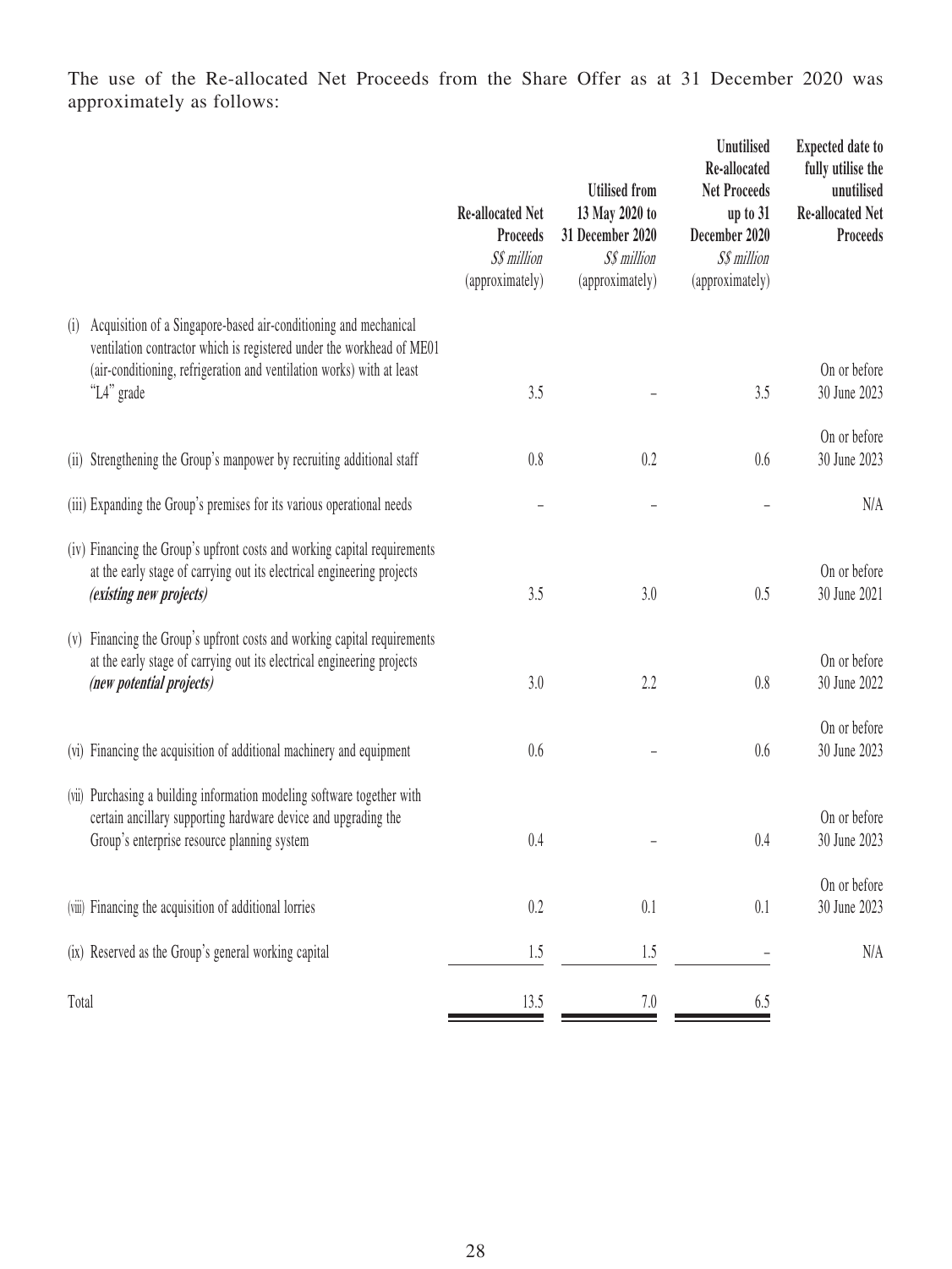The use of the Re-allocated Net Proceeds from the Share Offer as at 31 December 2020 was approximately as follows:

| | Re-allocated Net Proceeds *S$ million* (approximately) | Utilised from 13 May 2020 to 31 December 2020 *S$ million* (approximately) | Unutilised Re-allocated Net Proceeds up to 31 December 2020 *S$ million* (approximately) | Expected date to fully utilise the unutilised Re-allocated Net Proceeds |
|---|---|---|---|---|
| (i) Acquisition of a Singapore-based air-conditioning and mechanical ventilation contractor which is registered under the workhead of ME01 (air-conditioning, refrigeration and ventilation works) with at least "L4" grade | 3.5 | – | 3.5 | On or before 30 June 2023 |
| (ii) Strengthening the Group's manpower by recruiting additional staff | 0.8 | 0.2 | 0.6 | On or before 30 June 2023 |
| (iii) Expanding the Group's premises for its various operational needs | – | – | – | N/A |
| (iv) Financing the Group's upfront costs and working capital requirements at the early stage of carrying out its electrical engineering projects ***(existing new projects)*** | 3.5 | 3.0 | 0.5 | On or before 30 June 2021 |
| (v) Financing the Group's upfront costs and working capital requirements at the early stage of carrying out its electrical engineering projects ***(new potential projects)*** | 3.0 | 2.2 | 0.8 | On or before 30 June 2022 |
| (vi) Financing the acquisition of additional machinery and equipment | 0.6 | – | 0.6 | On or before 30 June 2023 |
| (vii) Purchasing a building information modeling software together with certain ancillary supporting hardware device and upgrading the Group's enterprise resource planning system | 0.4 | – | 0.4 | On or before 30 June 2023 |
| (viii) Financing the acquisition of additional lorries | 0.2 | 0.1 | 0.1 | On or before 30 June 2023 |
| (ix) Reserved as the Group's general working capital | 1.5 | 1.5 | – | N/A |
| Total | 13.5 | 7.0 | 6.5 | |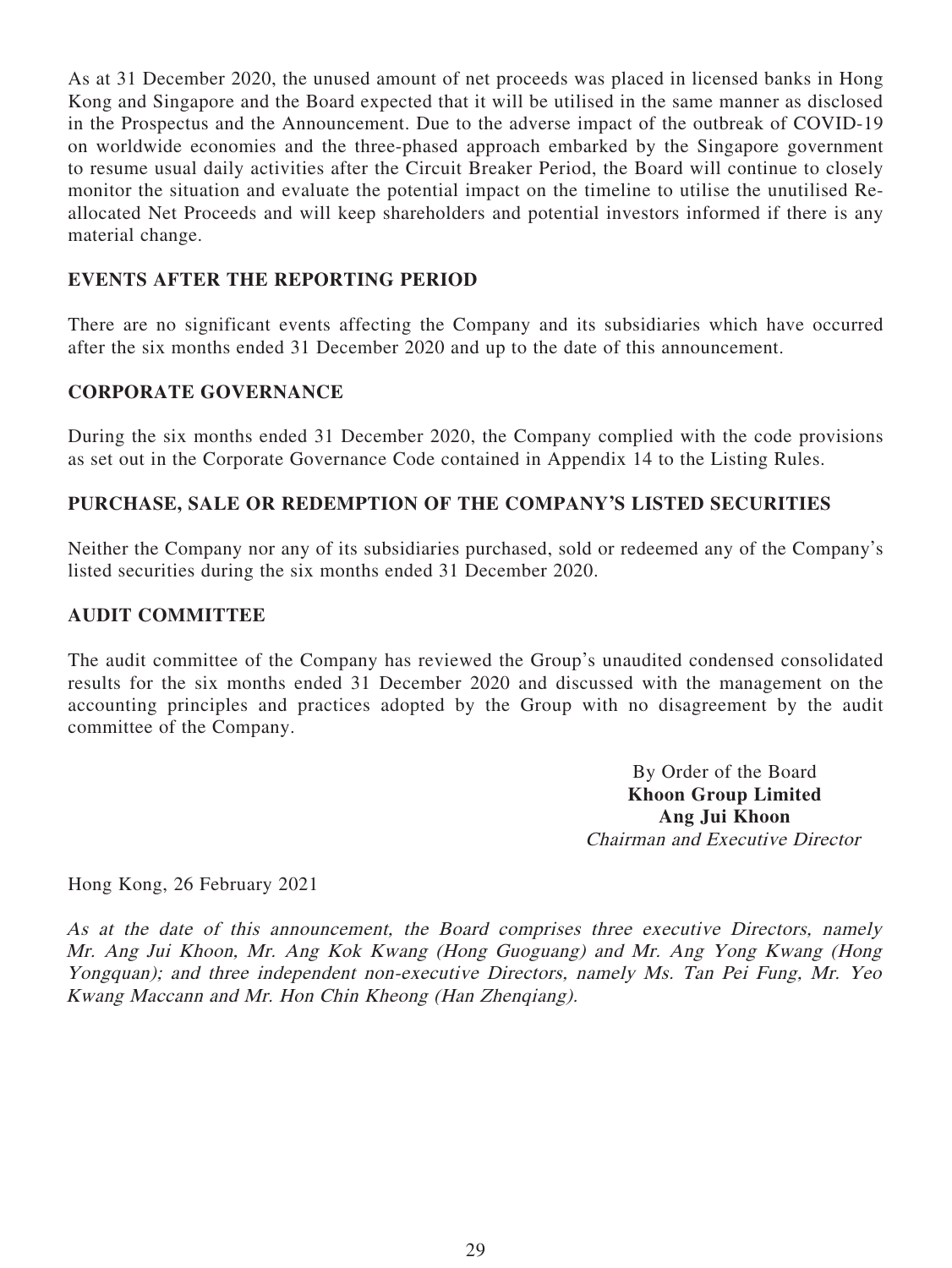As at 31 December 2020, the unused amount of net proceeds was placed in licensed banks in Hong Kong and Singapore and the Board expected that it will be utilised in the same manner as disclosed in the Prospectus and the Announcement. Due to the adverse impact of the outbreak of COVID-19 on worldwide economies and the three-phased approach embarked by the Singapore government to resume usual daily activities after the Circuit Breaker Period, the Board will continue to closely monitor the situation and evaluate the potential impact on the timeline to utilise the unutilised Re-allocated Net Proceeds and will keep shareholders and potential investors informed if there is any material change.

## EVENTS AFTER THE REPORTING PERIOD

There are no significant events affecting the Company and its subsidiaries which have occurred after the six months ended 31 December 2020 and up to the date of this announcement.

## CORPORATE GOVERNANCE

During the six months ended 31 December 2020, the Company complied with the code provisions as set out in the Corporate Governance Code contained in Appendix 14 to the Listing Rules.

## PURCHASE, SALE OR REDEMPTION OF THE COMPANY'S LISTED SECURITIES

Neither the Company nor any of its subsidiaries purchased, sold or redeemed any of the Company's listed securities during the six months ended 31 December 2020.

## AUDIT COMMITTEE

The audit committee of the Company has reviewed the Group's unaudited condensed consolidated results for the six months ended 31 December 2020 and discussed with the management on the accounting principles and practices adopted by the Group with no disagreement by the audit committee of the Company.

By Order of the Board
**Khoon Group Limited**
**Ang Jui Khoon**
*Chairman and Executive Director*

Hong Kong, 26 February 2021

*As at the date of this announcement, the Board comprises three executive Directors, namely Mr. Ang Jui Khoon, Mr. Ang Kok Kwang (Hong Guoguang) and Mr. Ang Yong Kwang (Hong Yongquan); and three independent non-executive Directors, namely Ms. Tan Pei Fung, Mr. Yeo Kwang Maccann and Mr. Hon Chin Kheong (Han Zhenqiang).*